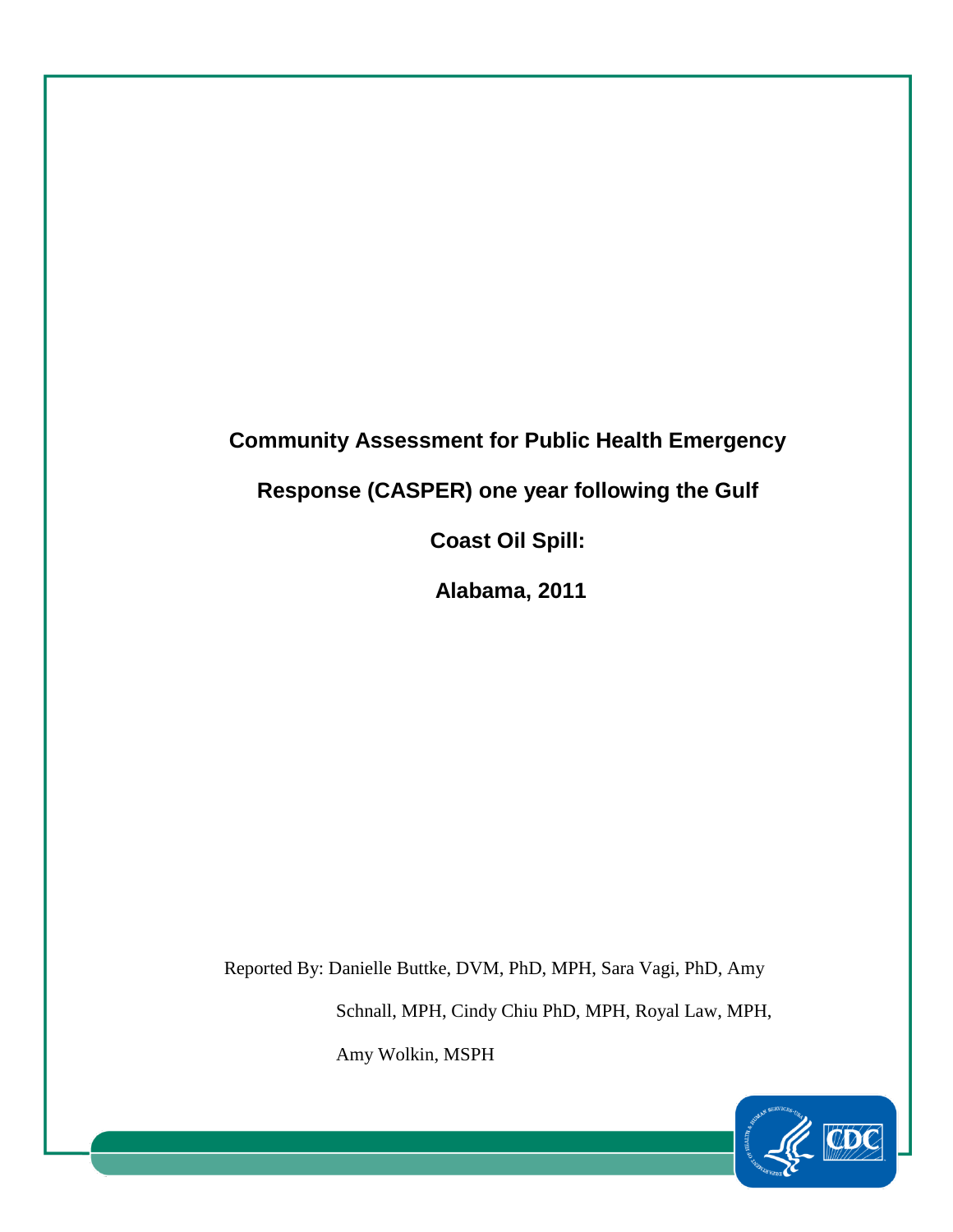# Community Assessment for Public Health Emergency Response (CASPER) one year following the Gulf Coast Oil Spill: Alabama, 2011

Reported By: Danielle Buttke, DVM, PhD, MPH, Sara Vagi, PhD, Amy Schnall, MPH, Cindy Chiu PhD, MPH, Royal Law, MPH, Amy Wolkin, MSPH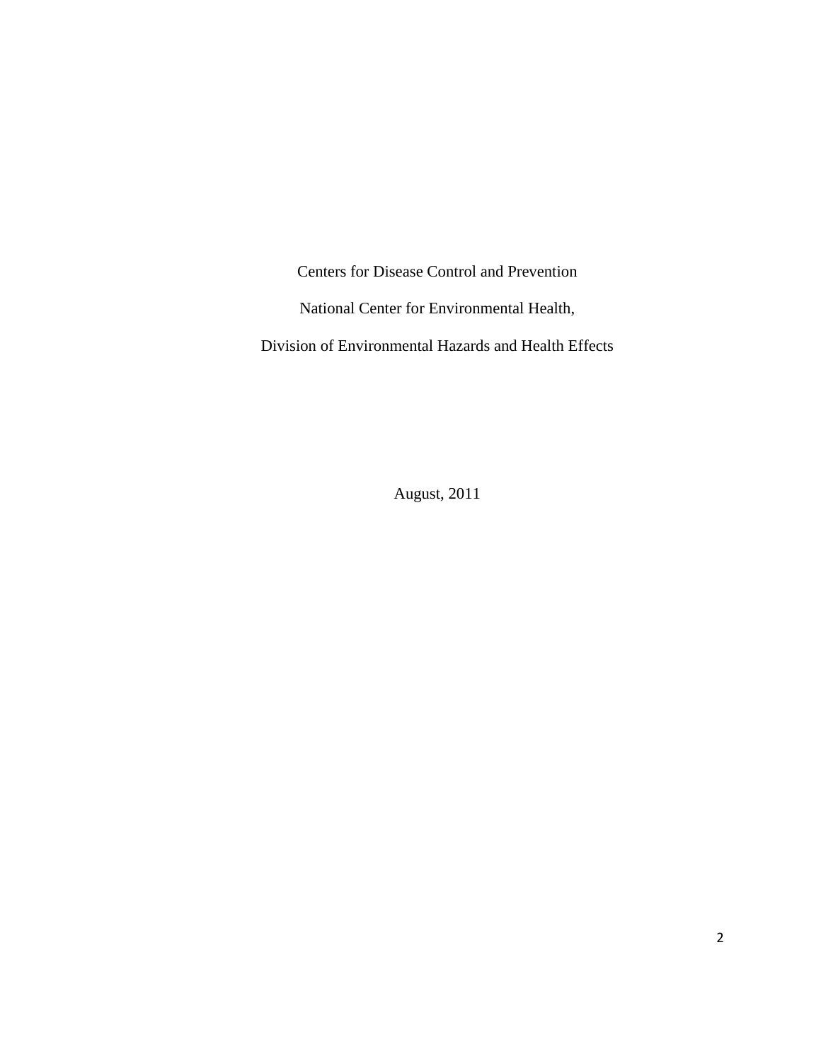Centers for Disease Control and Prevention

National Center for Environmental Health,

Division of Environmental Hazards and Health Effects

August, 2011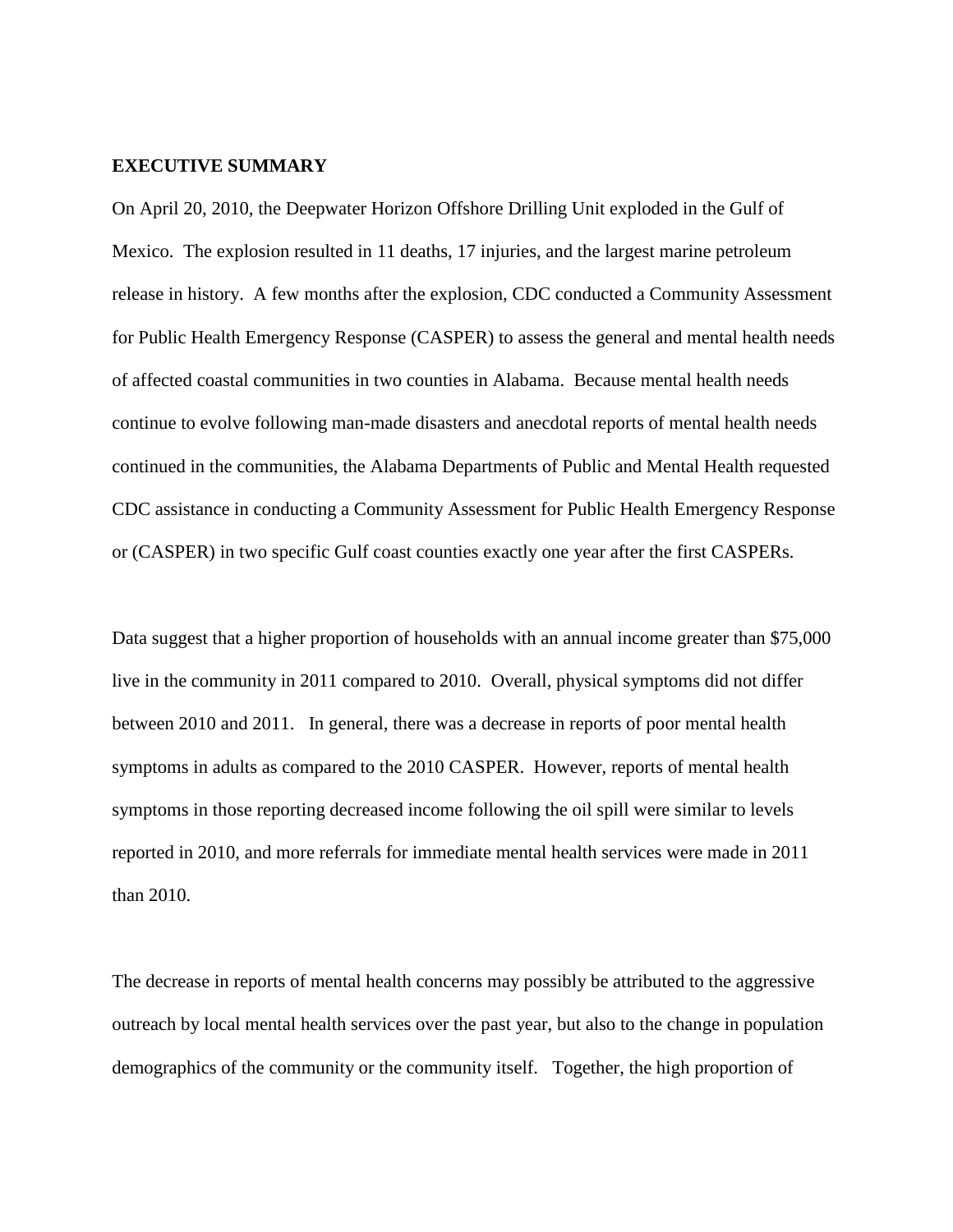## EXECUTIVE SUMMARY

On April 20, 2010, the Deepwater Horizon Offshore Drilling Unit exploded in the Gulf of Mexico. The explosion resulted in 11 deaths, 17 injuries, and the largest marine petroleum release in history. A few months after the explosion, CDC conducted a Community Assessment for Public Health Emergency Response (CASPER) to assess the general and mental health needs of affected coastal communities in two counties in Alabama. Because mental health needs continue to evolve following man-made disasters and anecdotal reports of mental health needs continued in the communities, the Alabama Departments of Public and Mental Health requested CDC assistance in conducting a Community Assessment for Public Health Emergency Response or (CASPER) in two specific Gulf coast counties exactly one year after the first CASPERs.

Data suggest that a higher proportion of households with an annual income greater than $75,000 live in the community in 2011 compared to 2010. Overall, physical symptoms did not differ between 2010 and 2011. In general, there was a decrease in reports of poor mental health symptoms in adults as compared to the 2010 CASPER. However, reports of mental health symptoms in those reporting decreased income following the oil spill were similar to levels reported in 2010, and more referrals for immediate mental health services were made in 2011 than 2010.

The decrease in reports of mental health concerns may possibly be attributed to the aggressive outreach by local mental health services over the past year, but also to the change in population demographics of the community or the community itself. Together, the high proportion of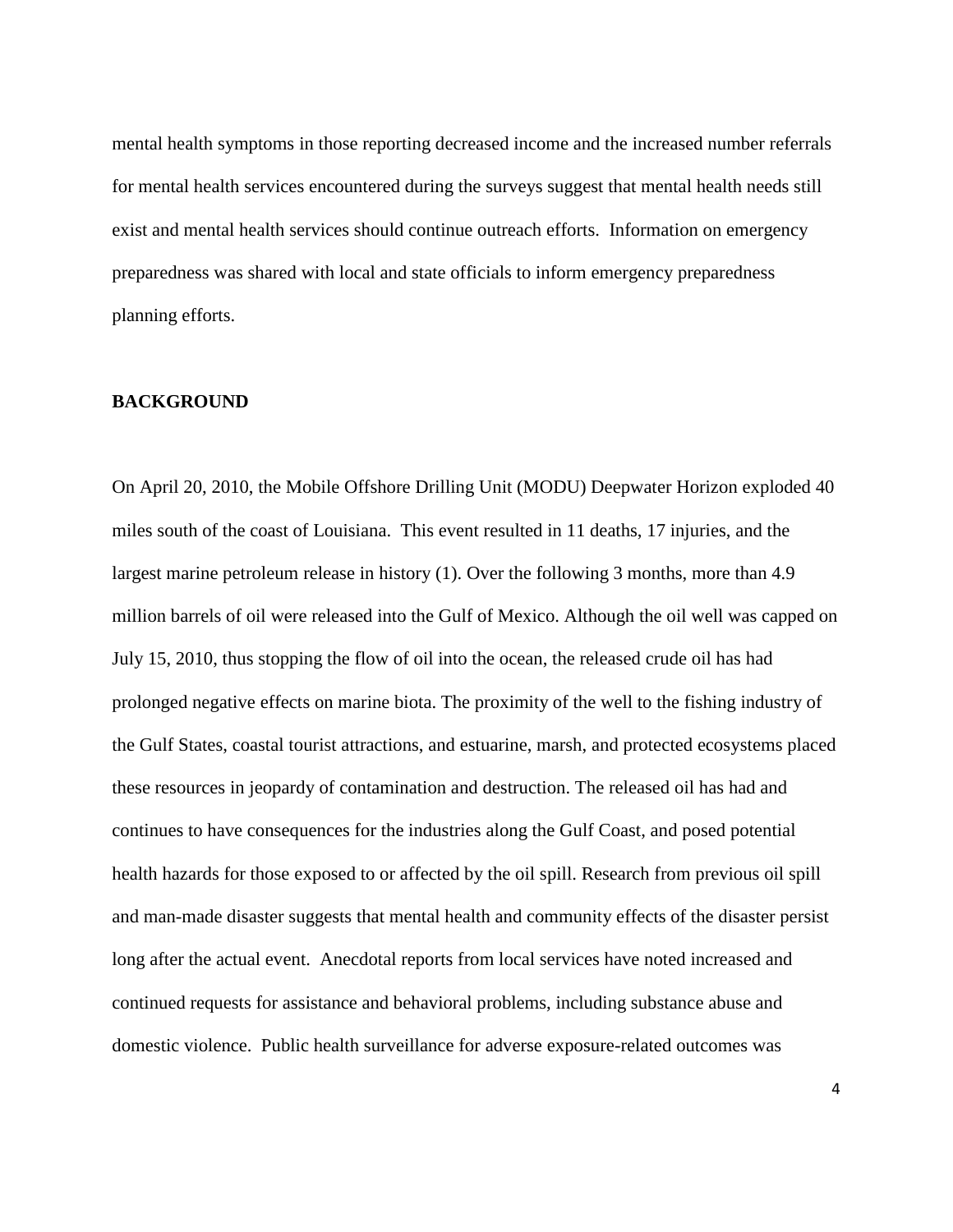mental health symptoms in those reporting decreased income and the increased number referrals for mental health services encountered during the surveys suggest that mental health needs still exist and mental health services should continue outreach efforts. Information on emergency preparedness was shared with local and state officials to inform emergency preparedness planning efforts.

## BACKGROUND

On April 20, 2010, the Mobile Offshore Drilling Unit (MODU) Deepwater Horizon exploded 40 miles south of the coast of Louisiana. This event resulted in 11 deaths, 17 injuries, and the largest marine petroleum release in history (1). Over the following 3 months, more than 4.9 million barrels of oil were released into the Gulf of Mexico. Although the oil well was capped on July 15, 2010, thus stopping the flow of oil into the ocean, the released crude oil has had prolonged negative effects on marine biota. The proximity of the well to the fishing industry of the Gulf States, coastal tourist attractions, and estuarine, marsh, and protected ecosystems placed these resources in jeopardy of contamination and destruction. The released oil has had and continues to have consequences for the industries along the Gulf Coast, and posed potential health hazards for those exposed to or affected by the oil spill. Research from previous oil spill and man-made disaster suggests that mental health and community effects of the disaster persist long after the actual event. Anecdotal reports from local services have noted increased and continued requests for assistance and behavioral problems, including substance abuse and domestic violence. Public health surveillance for adverse exposure-related outcomes was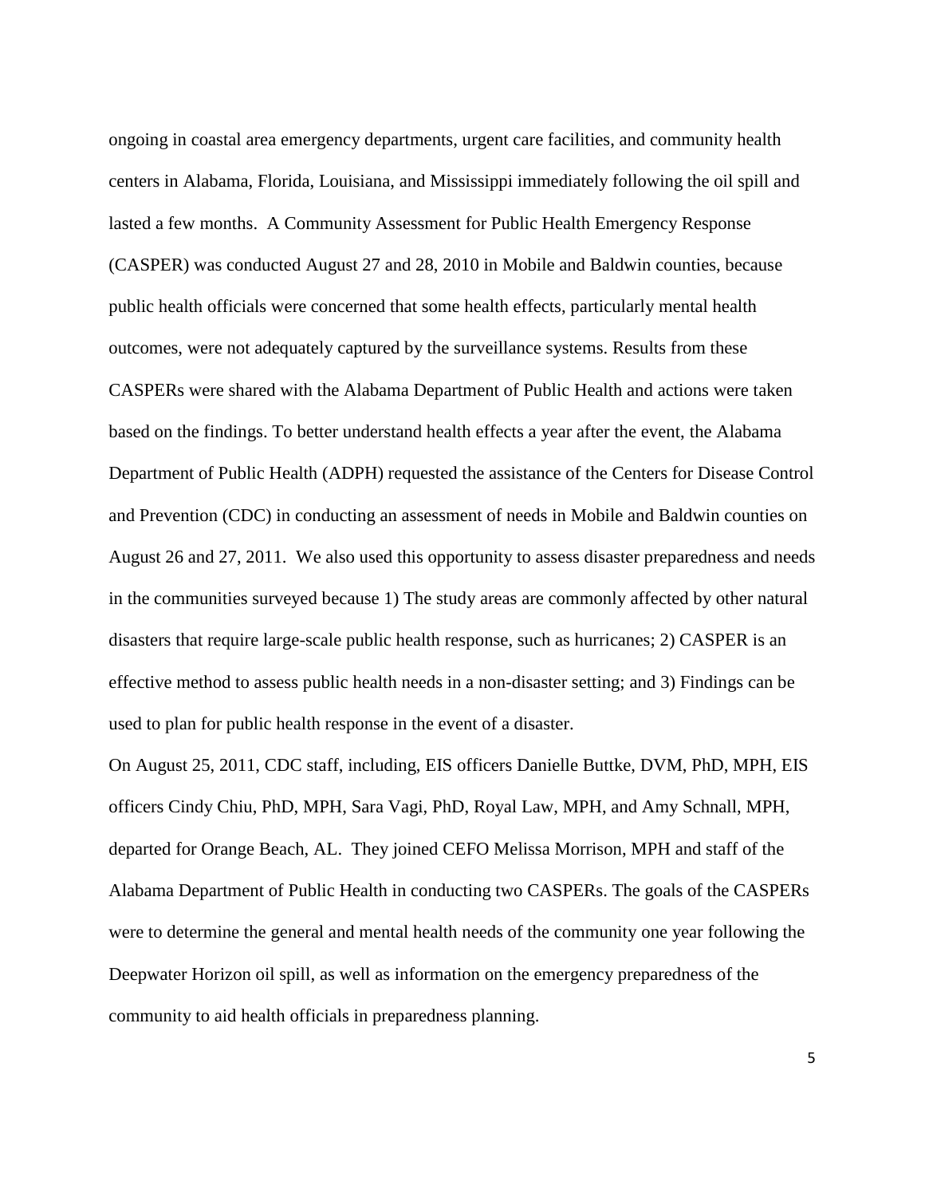ongoing in coastal area emergency departments, urgent care facilities, and community health centers in Alabama, Florida, Louisiana, and Mississippi immediately following the oil spill and lasted a few months. A Community Assessment for Public Health Emergency Response (CASPER) was conducted August 27 and 28, 2010 in Mobile and Baldwin counties, because public health officials were concerned that some health effects, particularly mental health outcomes, were not adequately captured by the surveillance systems. Results from these CASPERs were shared with the Alabama Department of Public Health and actions were taken based on the findings. To better understand health effects a year after the event, the Alabama Department of Public Health (ADPH) requested the assistance of the Centers for Disease Control and Prevention (CDC) in conducting an assessment of needs in Mobile and Baldwin counties on August 26 and 27, 2011. We also used this opportunity to assess disaster preparedness and needs in the communities surveyed because 1) The study areas are commonly affected by other natural disasters that require large-scale public health response, such as hurricanes; 2) CASPER is an effective method to assess public health needs in a non-disaster setting; and 3) Findings can be used to plan for public health response in the event of a disaster.

On August 25, 2011, CDC staff, including, EIS officers Danielle Buttke, DVM, PhD, MPH, EIS officers Cindy Chiu, PhD, MPH, Sara Vagi, PhD, Royal Law, MPH, and Amy Schnall, MPH, departed for Orange Beach, AL. They joined CEFO Melissa Morrison, MPH and staff of the Alabama Department of Public Health in conducting two CASPERs. The goals of the CASPERs were to determine the general and mental health needs of the community one year following the Deepwater Horizon oil spill, as well as information on the emergency preparedness of the community to aid health officials in preparedness planning.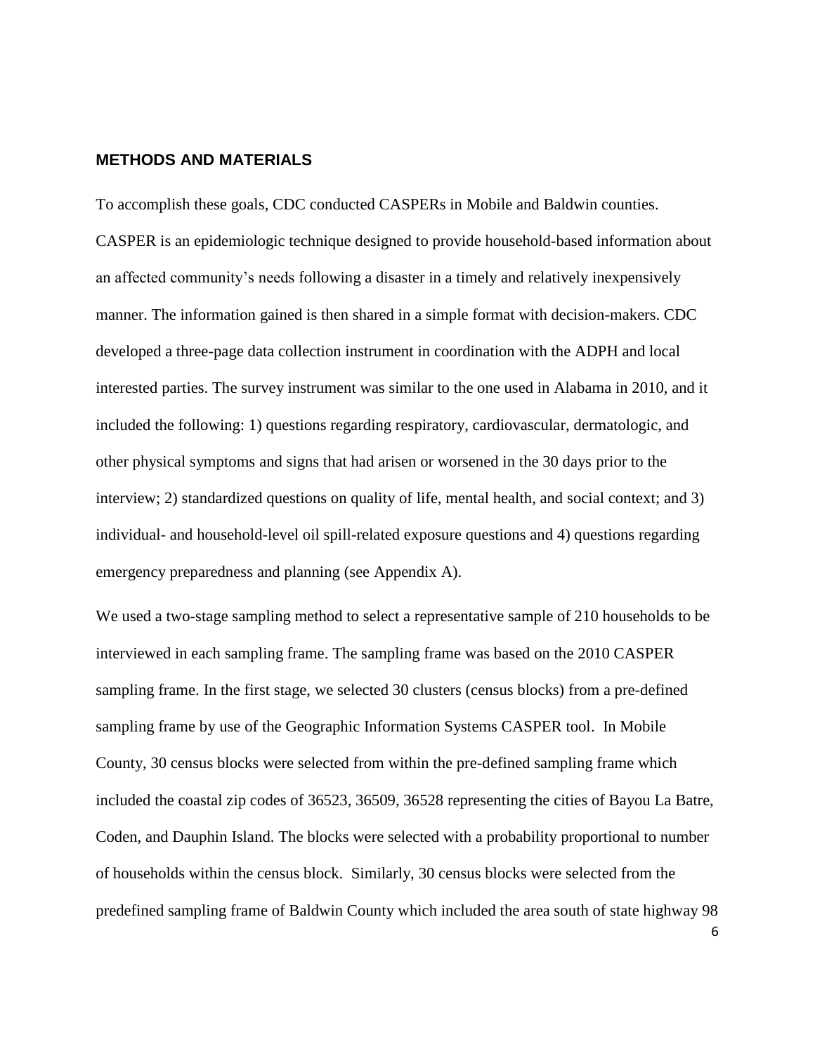## METHODS AND MATERIALS

To accomplish these goals, CDC conducted CASPERs in Mobile and Baldwin counties. CASPER is an epidemiologic technique designed to provide household-based information about an affected community's needs following a disaster in a timely and relatively inexpensively manner. The information gained is then shared in a simple format with decision-makers. CDC developed a three-page data collection instrument in coordination with the ADPH and local interested parties. The survey instrument was similar to the one used in Alabama in 2010, and it included the following: 1) questions regarding respiratory, cardiovascular, dermatologic, and other physical symptoms and signs that had arisen or worsened in the 30 days prior to the interview; 2) standardized questions on quality of life, mental health, and social context; and 3) individual- and household-level oil spill-related exposure questions and 4) questions regarding emergency preparedness and planning (see Appendix A).

We used a two-stage sampling method to select a representative sample of 210 households to be interviewed in each sampling frame. The sampling frame was based on the 2010 CASPER sampling frame. In the first stage, we selected 30 clusters (census blocks) from a pre-defined sampling frame by use of the Geographic Information Systems CASPER tool. In Mobile County, 30 census blocks were selected from within the pre-defined sampling frame which included the coastal zip codes of 36523, 36509, 36528 representing the cities of Bayou La Batre, Coden, and Dauphin Island. The blocks were selected with a probability proportional to number of households within the census block. Similarly, 30 census blocks were selected from the predefined sampling frame of Baldwin County which included the area south of state highway 98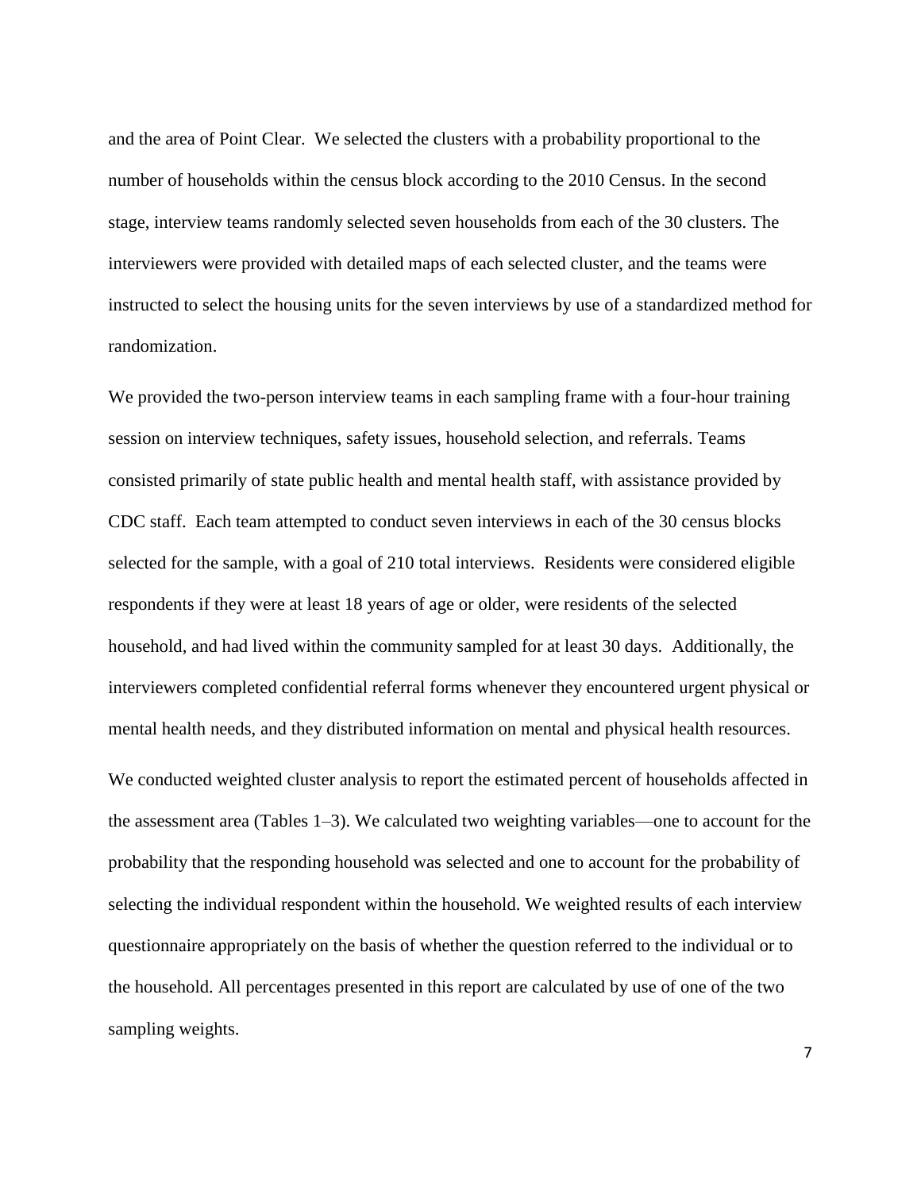and the area of Point Clear. We selected the clusters with a probability proportional to the number of households within the census block according to the 2010 Census. In the second stage, interview teams randomly selected seven households from each of the 30 clusters. The interviewers were provided with detailed maps of each selected cluster, and the teams were instructed to select the housing units for the seven interviews by use of a standardized method for randomization.

We provided the two-person interview teams in each sampling frame with a four-hour training session on interview techniques, safety issues, household selection, and referrals. Teams consisted primarily of state public health and mental health staff, with assistance provided by CDC staff. Each team attempted to conduct seven interviews in each of the 30 census blocks selected for the sample, with a goal of 210 total interviews. Residents were considered eligible respondents if they were at least 18 years of age or older, were residents of the selected household, and had lived within the community sampled for at least 30 days. Additionally, the interviewers completed confidential referral forms whenever they encountered urgent physical or mental health needs, and they distributed information on mental and physical health resources.

We conducted weighted cluster analysis to report the estimated percent of households affected in the assessment area (Tables 1–3). We calculated two weighting variables—one to account for the probability that the responding household was selected and one to account for the probability of selecting the individual respondent within the household. We weighted results of each interview questionnaire appropriately on the basis of whether the question referred to the individual or to the household. All percentages presented in this report are calculated by use of one of the two sampling weights.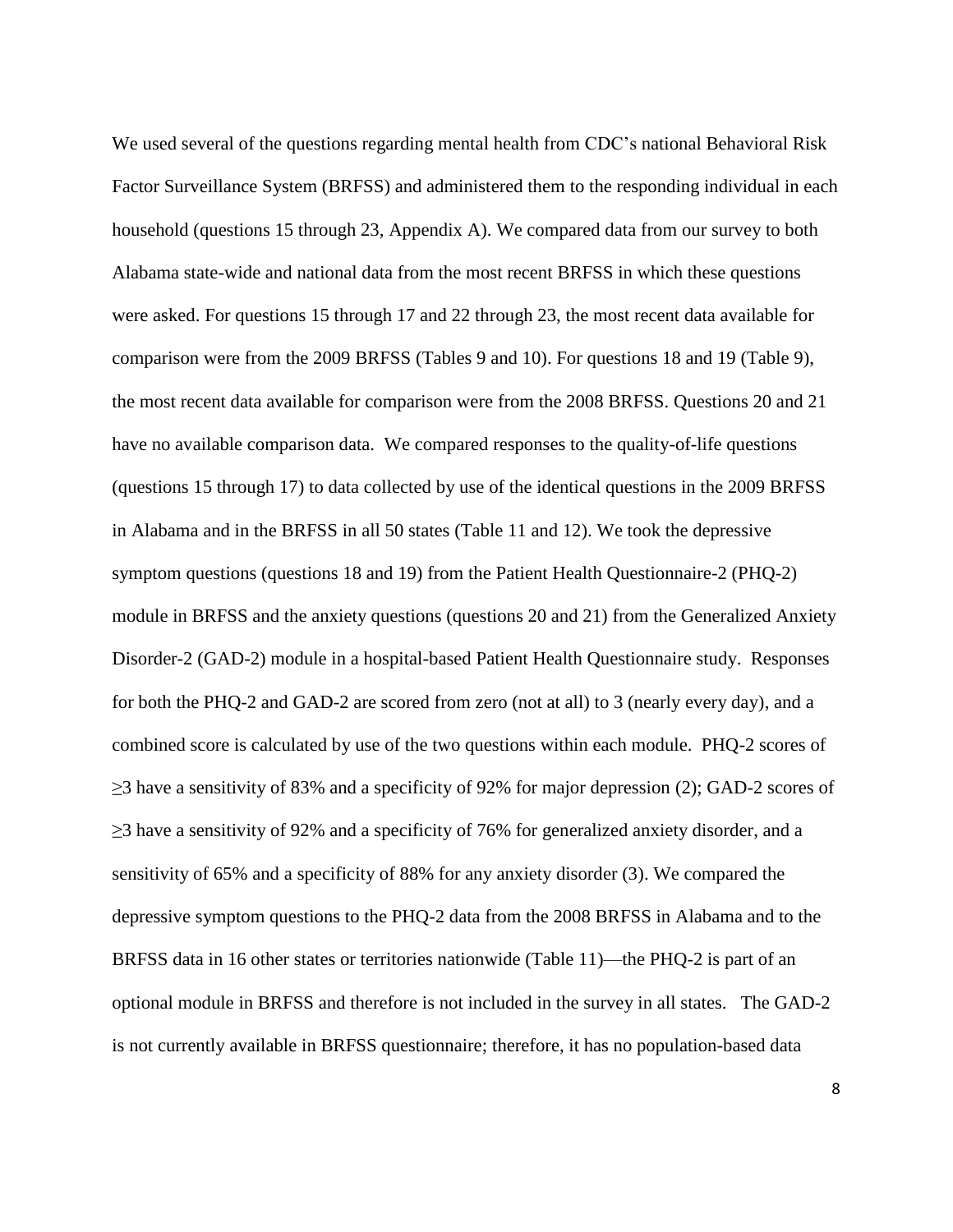We used several of the questions regarding mental health from CDC's national Behavioral Risk Factor Surveillance System (BRFSS) and administered them to the responding individual in each household (questions 15 through 23, Appendix A). We compared data from our survey to both Alabama state-wide and national data from the most recent BRFSS in which these questions were asked. For questions 15 through 17 and 22 through 23, the most recent data available for comparison were from the 2009 BRFSS (Tables 9 and 10). For questions 18 and 19 (Table 9), the most recent data available for comparison were from the 2008 BRFSS. Questions 20 and 21 have no available comparison data. We compared responses to the quality-of-life questions (questions 15 through 17) to data collected by use of the identical questions in the 2009 BRFSS in Alabama and in the BRFSS in all 50 states (Table 11 and 12). We took the depressive symptom questions (questions 18 and 19) from the Patient Health Questionnaire-2 (PHQ-2) module in BRFSS and the anxiety questions (questions 20 and 21) from the Generalized Anxiety Disorder-2 (GAD-2) module in a hospital-based Patient Health Questionnaire study. Responses for both the PHQ-2 and GAD-2 are scored from zero (not at all) to 3 (nearly every day), and a combined score is calculated by use of the two questions within each module. PHQ-2 scores of $\geq$3 have a sensitivity of 83% and a specificity of 92% for major depression (2); GAD-2 scores of $\geq$3 have a sensitivity of 92% and a specificity of 76% for generalized anxiety disorder, and a sensitivity of 65% and a specificity of 88% for any anxiety disorder (3). We compared the depressive symptom questions to the PHQ-2 data from the 2008 BRFSS in Alabama and to the BRFSS data in 16 other states or territories nationwide (Table 11)—the PHQ-2 is part of an optional module in BRFSS and therefore is not included in the survey in all states. The GAD-2 is not currently available in BRFSS questionnaire; therefore, it has no population-based data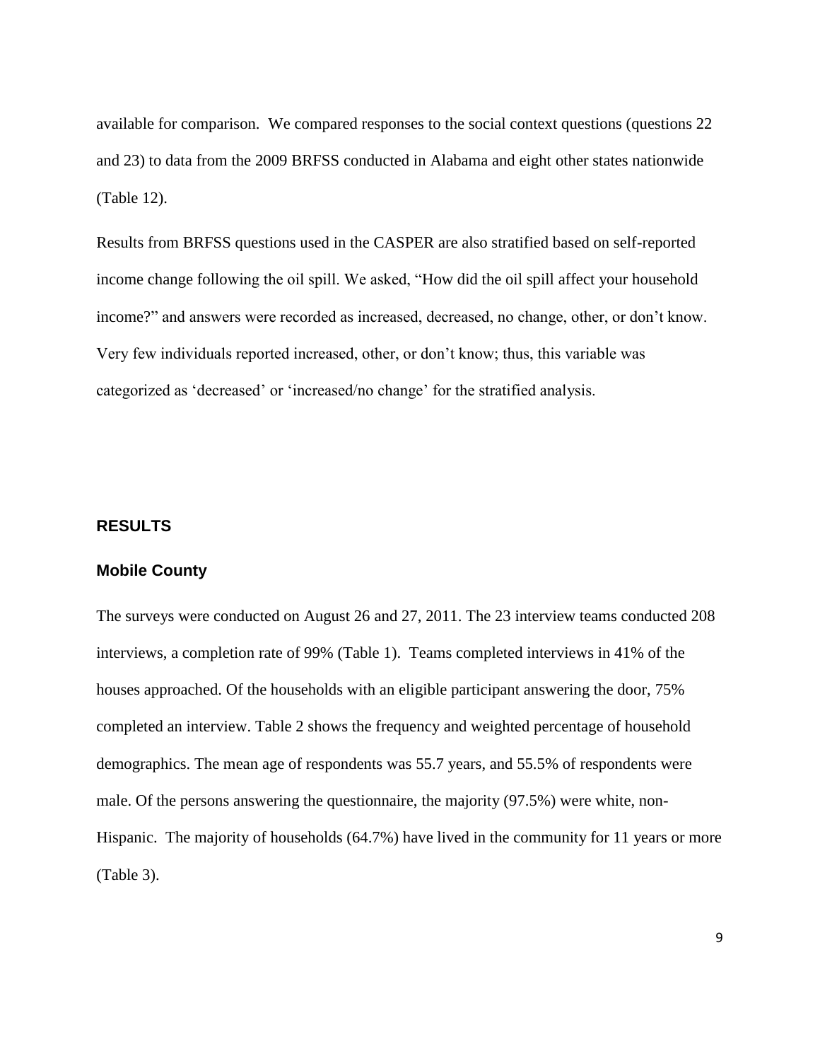available for comparison. We compared responses to the social context questions (questions 22 and 23) to data from the 2009 BRFSS conducted in Alabama and eight other states nationwide (Table 12).

Results from BRFSS questions used in the CASPER are also stratified based on self-reported income change following the oil spill. We asked, "How did the oil spill affect your household income?" and answers were recorded as increased, decreased, no change, other, or don't know. Very few individuals reported increased, other, or don't know; thus, this variable was categorized as 'decreased' or 'increased/no change' for the stratified analysis.

## RESULTS

### Mobile County

The surveys were conducted on August 26 and 27, 2011. The 23 interview teams conducted 208 interviews, a completion rate of 99% (Table 1). Teams completed interviews in 41% of the houses approached. Of the households with an eligible participant answering the door, 75% completed an interview. Table 2 shows the frequency and weighted percentage of household demographics. The mean age of respondents was 55.7 years, and 55.5% of respondents were male. Of the persons answering the questionnaire, the majority (97.5%) were white, non-Hispanic. The majority of households (64.7%) have lived in the community for 11 years or more (Table 3).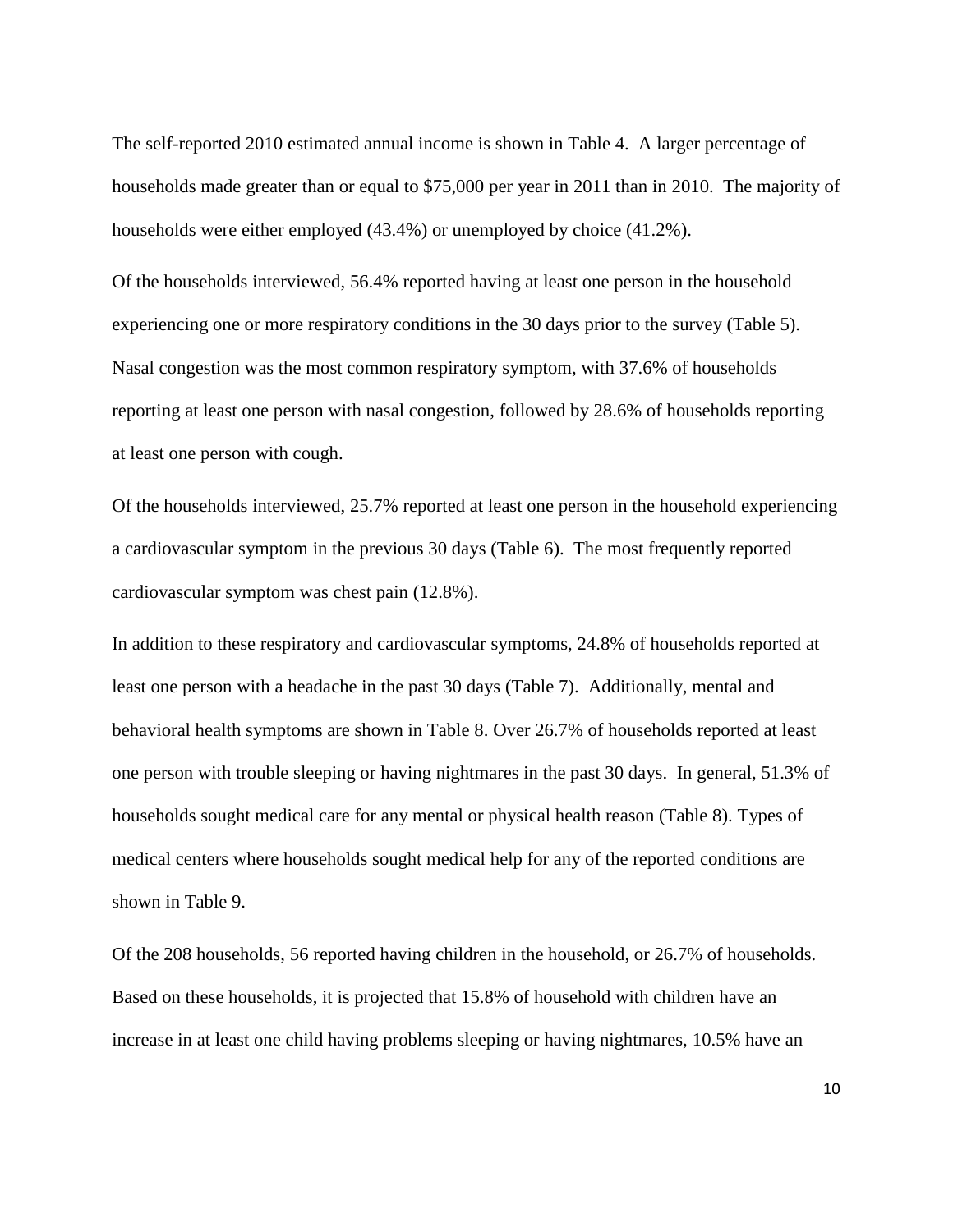The self-reported 2010 estimated annual income is shown in Table 4. A larger percentage of households made greater than or equal to $75,000 per year in 2011 than in 2010. The majority of households were either employed (43.4%) or unemployed by choice (41.2%).

Of the households interviewed, 56.4% reported having at least one person in the household experiencing one or more respiratory conditions in the 30 days prior to the survey (Table 5). Nasal congestion was the most common respiratory symptom, with 37.6% of households reporting at least one person with nasal congestion, followed by 28.6% of households reporting at least one person with cough.

Of the households interviewed, 25.7% reported at least one person in the household experiencing a cardiovascular symptom in the previous 30 days (Table 6). The most frequently reported cardiovascular symptom was chest pain (12.8%).

In addition to these respiratory and cardiovascular symptoms, 24.8% of households reported at least one person with a headache in the past 30 days (Table 7). Additionally, mental and behavioral health symptoms are shown in Table 8. Over 26.7% of households reported at least one person with trouble sleeping or having nightmares in the past 30 days. In general, 51.3% of households sought medical care for any mental or physical health reason (Table 8). Types of medical centers where households sought medical help for any of the reported conditions are shown in Table 9.

Of the 208 households, 56 reported having children in the household, or 26.7% of households. Based on these households, it is projected that 15.8% of household with children have an increase in at least one child having problems sleeping or having nightmares, 10.5% have an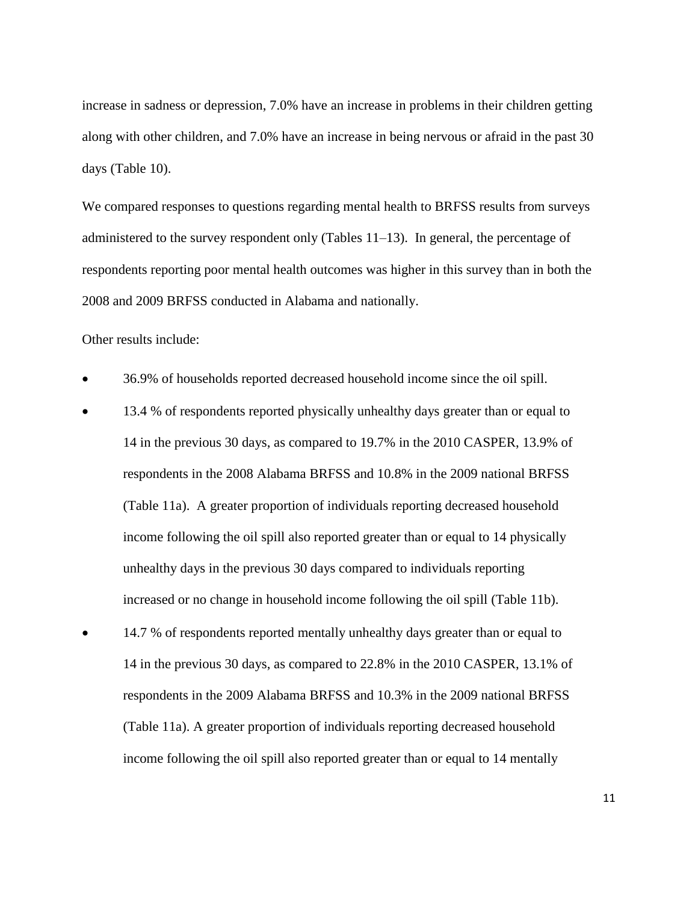increase in sadness or depression, 7.0% have an increase in problems in their children getting along with other children, and 7.0% have an increase in being nervous or afraid in the past 30 days (Table 10).

We compared responses to questions regarding mental health to BRFSS results from surveys administered to the survey respondent only (Tables 11–13). In general, the percentage of respondents reporting poor mental health outcomes was higher in this survey than in both the 2008 and 2009 BRFSS conducted in Alabama and nationally.

Other results include:

- 36.9% of households reported decreased household income since the oil spill.
- 13.4 % of respondents reported physically unhealthy days greater than or equal to 14 in the previous 30 days, as compared to 19.7% in the 2010 CASPER, 13.9% of respondents in the 2008 Alabama BRFSS and 10.8% in the 2009 national BRFSS (Table 11a). A greater proportion of individuals reporting decreased household income following the oil spill also reported greater than or equal to 14 physically unhealthy days in the previous 30 days compared to individuals reporting increased or no change in household income following the oil spill (Table 11b).
- 14.7 % of respondents reported mentally unhealthy days greater than or equal to 14 in the previous 30 days, as compared to 22.8% in the 2010 CASPER, 13.1% of respondents in the 2009 Alabama BRFSS and 10.3% in the 2009 national BRFSS (Table 11a). A greater proportion of individuals reporting decreased household income following the oil spill also reported greater than or equal to 14 mentally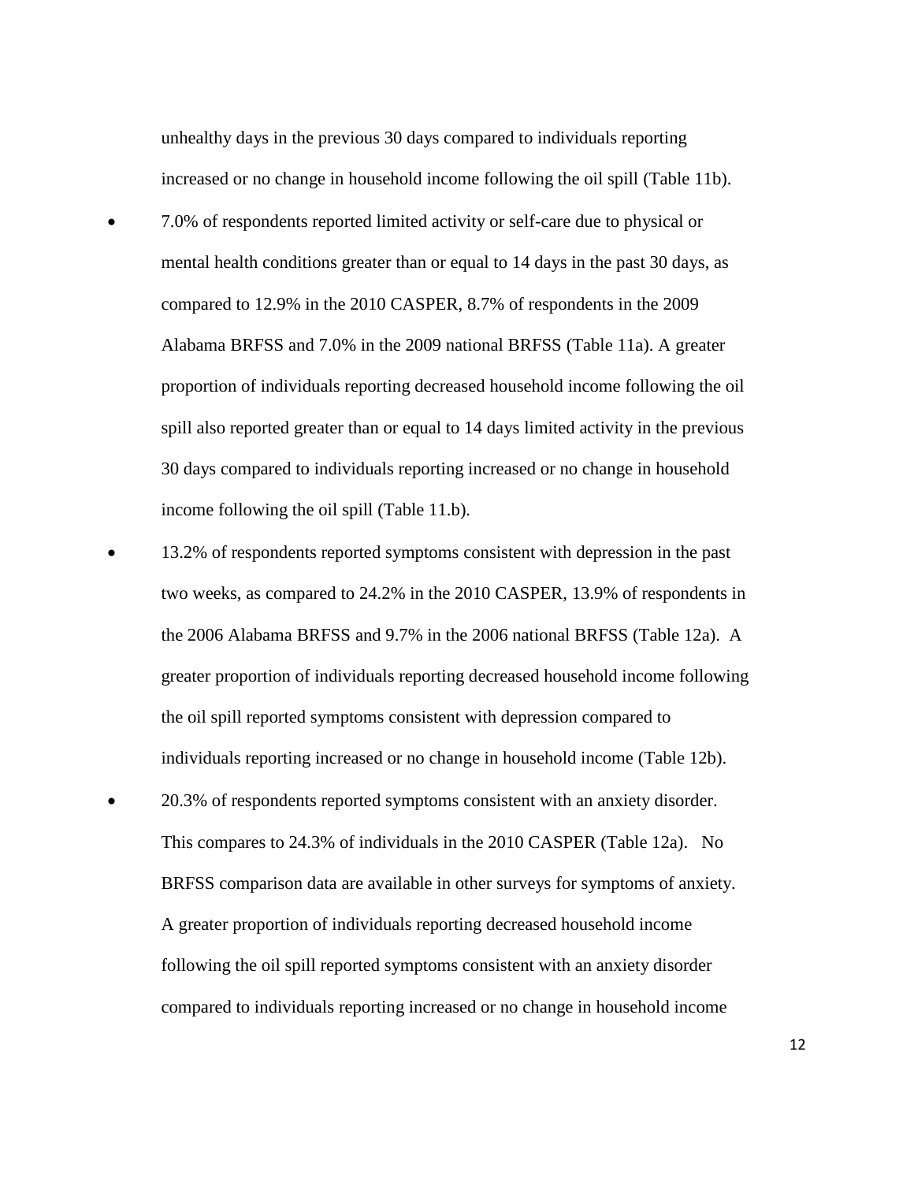unhealthy days in the previous 30 days compared to individuals reporting increased or no change in household income following the oil spill (Table 11b).

- 7.0% of respondents reported limited activity or self-care due to physical or mental health conditions greater than or equal to 14 days in the past 30 days, as compared to 12.9% in the 2010 CASPER, 8.7% of respondents in the 2009 Alabama BRFSS and 7.0% in the 2009 national BRFSS (Table 11a). A greater proportion of individuals reporting decreased household income following the oil spill also reported greater than or equal to 14 days limited activity in the previous 30 days compared to individuals reporting increased or no change in household income following the oil spill (Table 11.b).
- 13.2% of respondents reported symptoms consistent with depression in the past two weeks, as compared to 24.2% in the 2010 CASPER, 13.9% of respondents in the 2006 Alabama BRFSS and 9.7% in the 2006 national BRFSS (Table 12a). A greater proportion of individuals reporting decreased household income following the oil spill reported symptoms consistent with depression compared to individuals reporting increased or no change in household income (Table 12b).
- 20.3% of respondents reported symptoms consistent with an anxiety disorder. This compares to 24.3% of individuals in the 2010 CASPER (Table 12a). No BRFSS comparison data are available in other surveys for symptoms of anxiety. A greater proportion of individuals reporting decreased household income following the oil spill reported symptoms consistent with an anxiety disorder compared to individuals reporting increased or no change in household income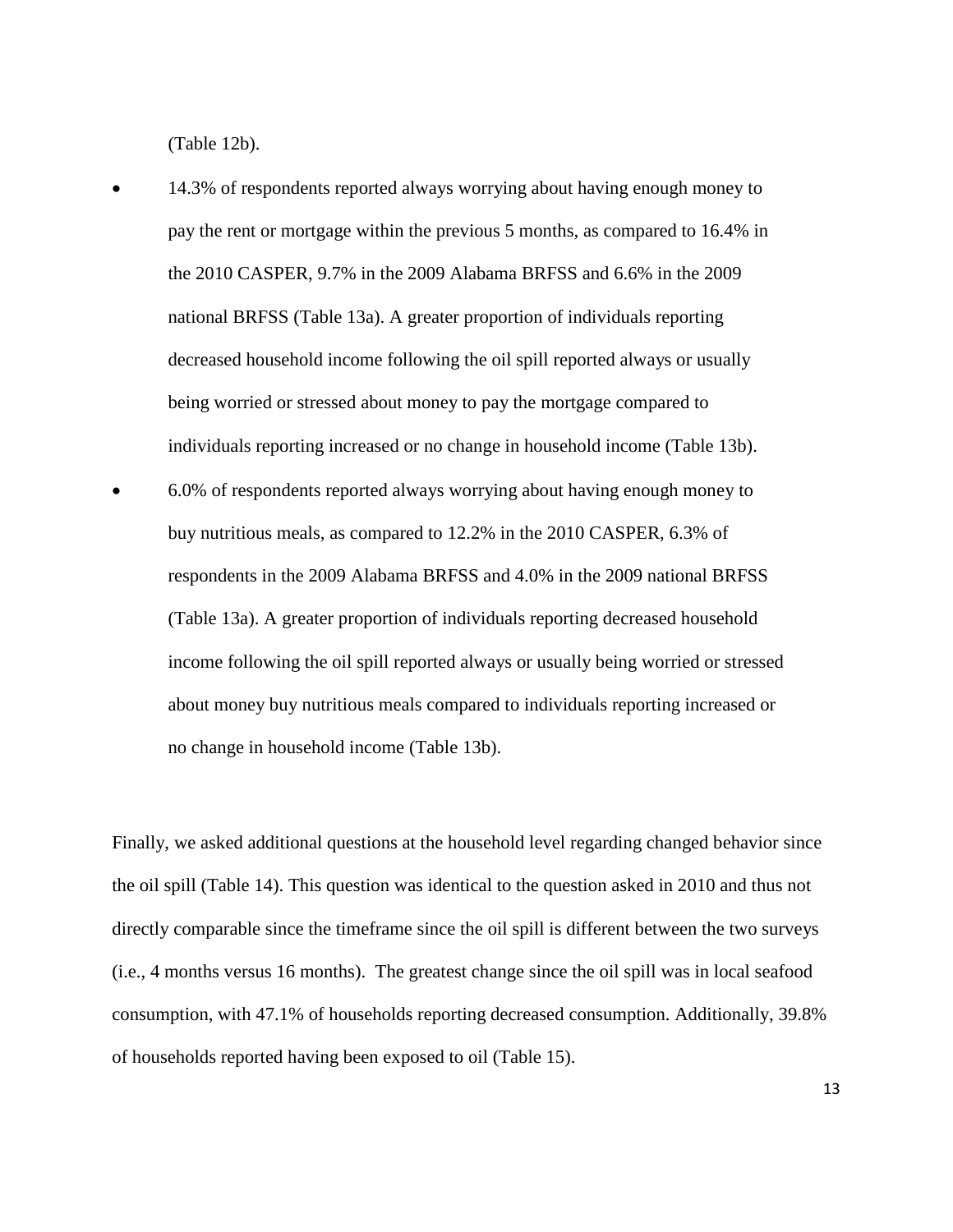(Table 12b).

- 14.3% of respondents reported always worrying about having enough money to pay the rent or mortgage within the previous 5 months, as compared to 16.4% in the 2010 CASPER, 9.7% in the 2009 Alabama BRFSS and 6.6% in the 2009 national BRFSS (Table 13a). A greater proportion of individuals reporting decreased household income following the oil spill reported always or usually being worried or stressed about money to pay the mortgage compared to individuals reporting increased or no change in household income (Table 13b).
- 6.0% of respondents reported always worrying about having enough money to buy nutritious meals, as compared to 12.2% in the 2010 CASPER, 6.3% of respondents in the 2009 Alabama BRFSS and 4.0% in the 2009 national BRFSS (Table 13a). A greater proportion of individuals reporting decreased household income following the oil spill reported always or usually being worried or stressed about money buy nutritious meals compared to individuals reporting increased or no change in household income (Table 13b).

Finally, we asked additional questions at the household level regarding changed behavior since the oil spill (Table 14). This question was identical to the question asked in 2010 and thus not directly comparable since the timeframe since the oil spill is different between the two surveys (i.e., 4 months versus 16 months). The greatest change since the oil spill was in local seafood consumption, with 47.1% of households reporting decreased consumption. Additionally, 39.8% of households reported having been exposed to oil (Table 15).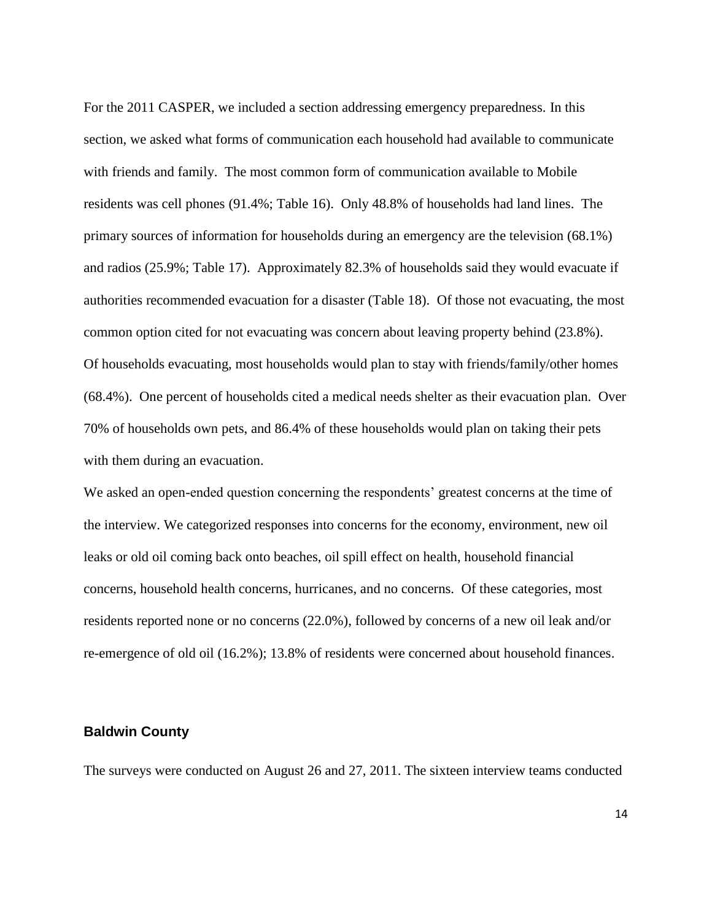For the 2011 CASPER, we included a section addressing emergency preparedness. In this section, we asked what forms of communication each household had available to communicate with friends and family. The most common form of communication available to Mobile residents was cell phones (91.4%; Table 16). Only 48.8% of households had land lines. The primary sources of information for households during an emergency are the television (68.1%) and radios (25.9%; Table 17). Approximately 82.3% of households said they would evacuate if authorities recommended evacuation for a disaster (Table 18). Of those not evacuating, the most common option cited for not evacuating was concern about leaving property behind (23.8%). Of households evacuating, most households would plan to stay with friends/family/other homes (68.4%). One percent of households cited a medical needs shelter as their evacuation plan. Over 70% of households own pets, and 86.4% of these households would plan on taking their pets with them during an evacuation.

We asked an open-ended question concerning the respondents' greatest concerns at the time of the interview. We categorized responses into concerns for the economy, environment, new oil leaks or old oil coming back onto beaches, oil spill effect on health, household financial concerns, household health concerns, hurricanes, and no concerns. Of these categories, most residents reported none or no concerns (22.0%), followed by concerns of a new oil leak and/or re-emergence of old oil (16.2%); 13.8% of residents were concerned about household finances.

### Baldwin County

The surveys were conducted on August 26 and 27, 2011. The sixteen interview teams conducted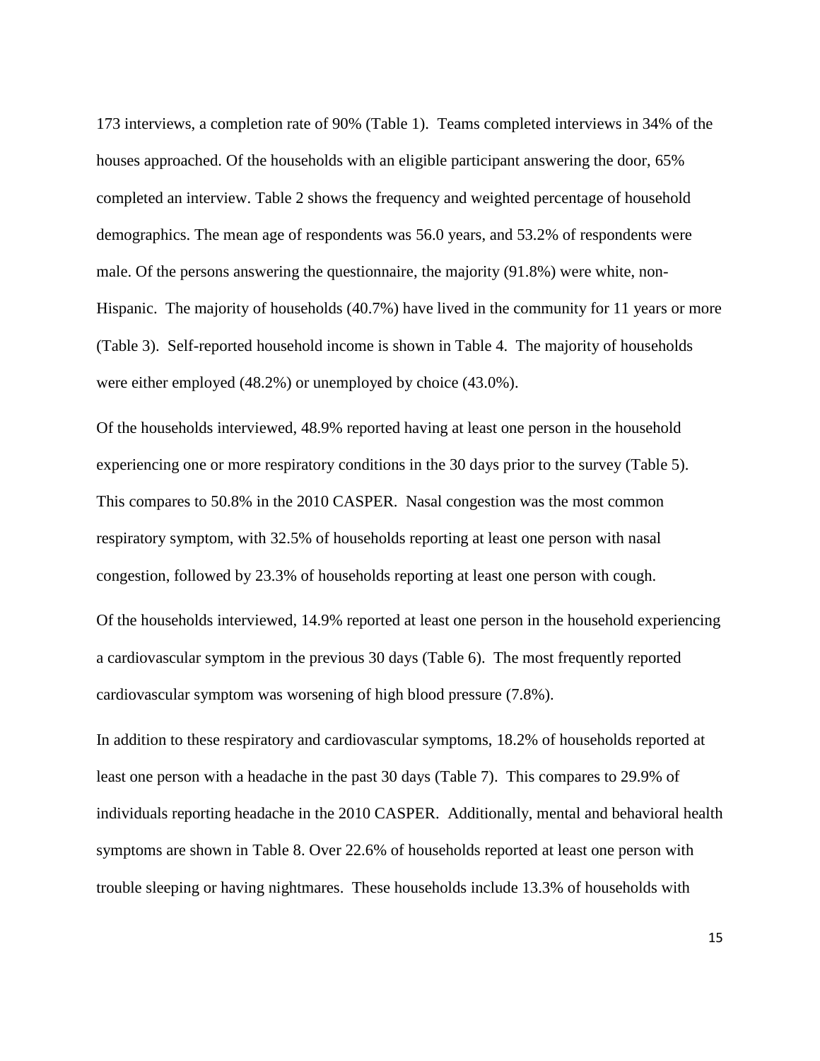173 interviews, a completion rate of 90% (Table 1). Teams completed interviews in 34% of the houses approached. Of the households with an eligible participant answering the door, 65% completed an interview. Table 2 shows the frequency and weighted percentage of household demographics. The mean age of respondents was 56.0 years, and 53.2% of respondents were male. Of the persons answering the questionnaire, the majority (91.8%) were white, non-Hispanic. The majority of households (40.7%) have lived in the community for 11 years or more (Table 3). Self-reported household income is shown in Table 4. The majority of households were either employed (48.2%) or unemployed by choice (43.0%).

Of the households interviewed, 48.9% reported having at least one person in the household experiencing one or more respiratory conditions in the 30 days prior to the survey (Table 5). This compares to 50.8% in the 2010 CASPER. Nasal congestion was the most common respiratory symptom, with 32.5% of households reporting at least one person with nasal congestion, followed by 23.3% of households reporting at least one person with cough.

Of the households interviewed, 14.9% reported at least one person in the household experiencing a cardiovascular symptom in the previous 30 days (Table 6). The most frequently reported cardiovascular symptom was worsening of high blood pressure (7.8%).

In addition to these respiratory and cardiovascular symptoms, 18.2% of households reported at least one person with a headache in the past 30 days (Table 7). This compares to 29.9% of individuals reporting headache in the 2010 CASPER. Additionally, mental and behavioral health symptoms are shown in Table 8. Over 22.6% of households reported at least one person with trouble sleeping or having nightmares. These households include 13.3% of households with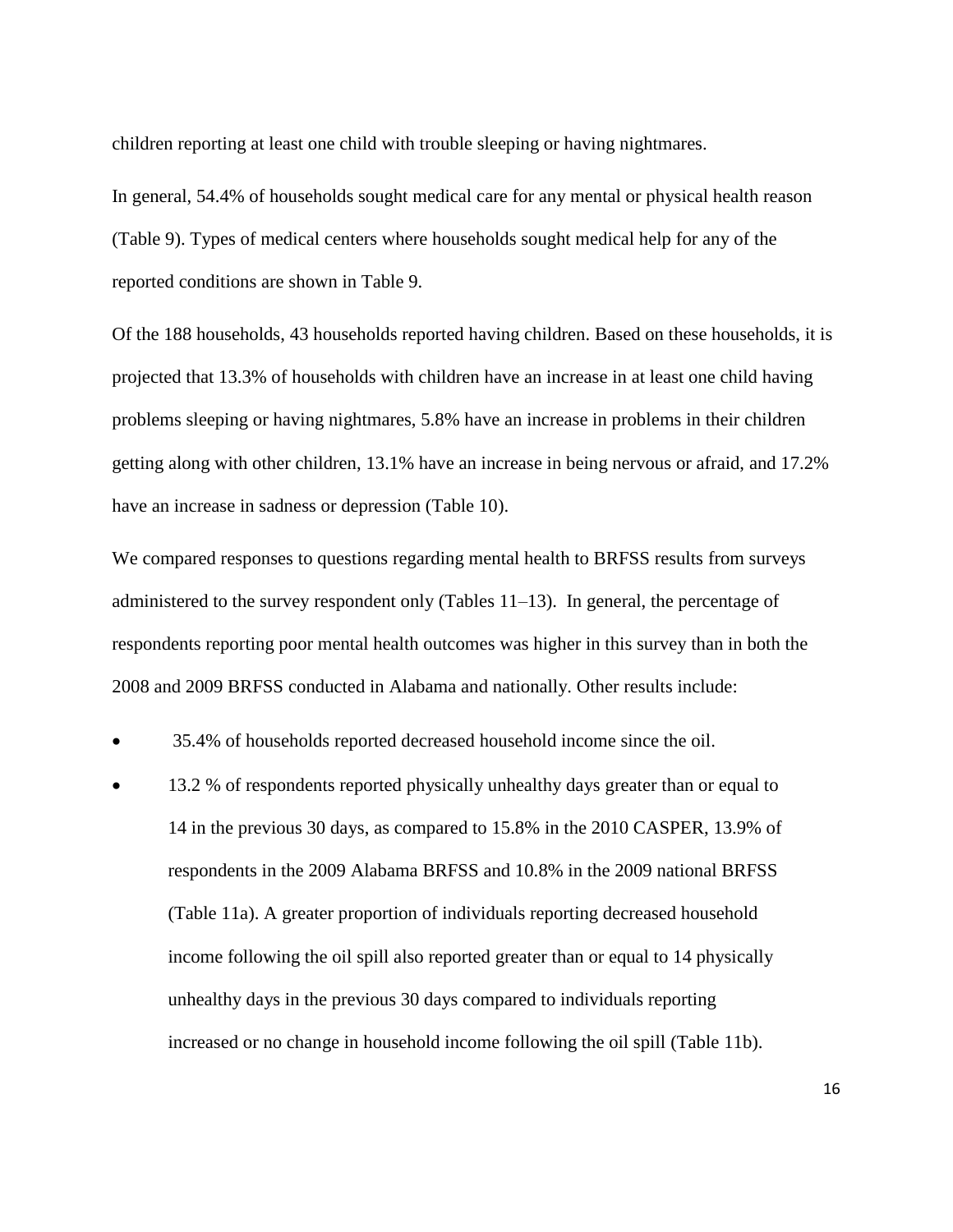children reporting at least one child with trouble sleeping or having nightmares.

In general, 54.4% of households sought medical care for any mental or physical health reason (Table 9). Types of medical centers where households sought medical help for any of the reported conditions are shown in Table 9.

Of the 188 households, 43 households reported having children. Based on these households, it is projected that 13.3% of households with children have an increase in at least one child having problems sleeping or having nightmares, 5.8% have an increase in problems in their children getting along with other children, 13.1% have an increase in being nervous or afraid, and 17.2% have an increase in sadness or depression (Table 10).

We compared responses to questions regarding mental health to BRFSS results from surveys administered to the survey respondent only (Tables 11–13). In general, the percentage of respondents reporting poor mental health outcomes was higher in this survey than in both the 2008 and 2009 BRFSS conducted in Alabama and nationally. Other results include:

- 35.4% of households reported decreased household income since the oil.
- 13.2 % of respondents reported physically unhealthy days greater than or equal to 14 in the previous 30 days, as compared to 15.8% in the 2010 CASPER, 13.9% of respondents in the 2009 Alabama BRFSS and 10.8% in the 2009 national BRFSS (Table 11a). A greater proportion of individuals reporting decreased household income following the oil spill also reported greater than or equal to 14 physically unhealthy days in the previous 30 days compared to individuals reporting increased or no change in household income following the oil spill (Table 11b).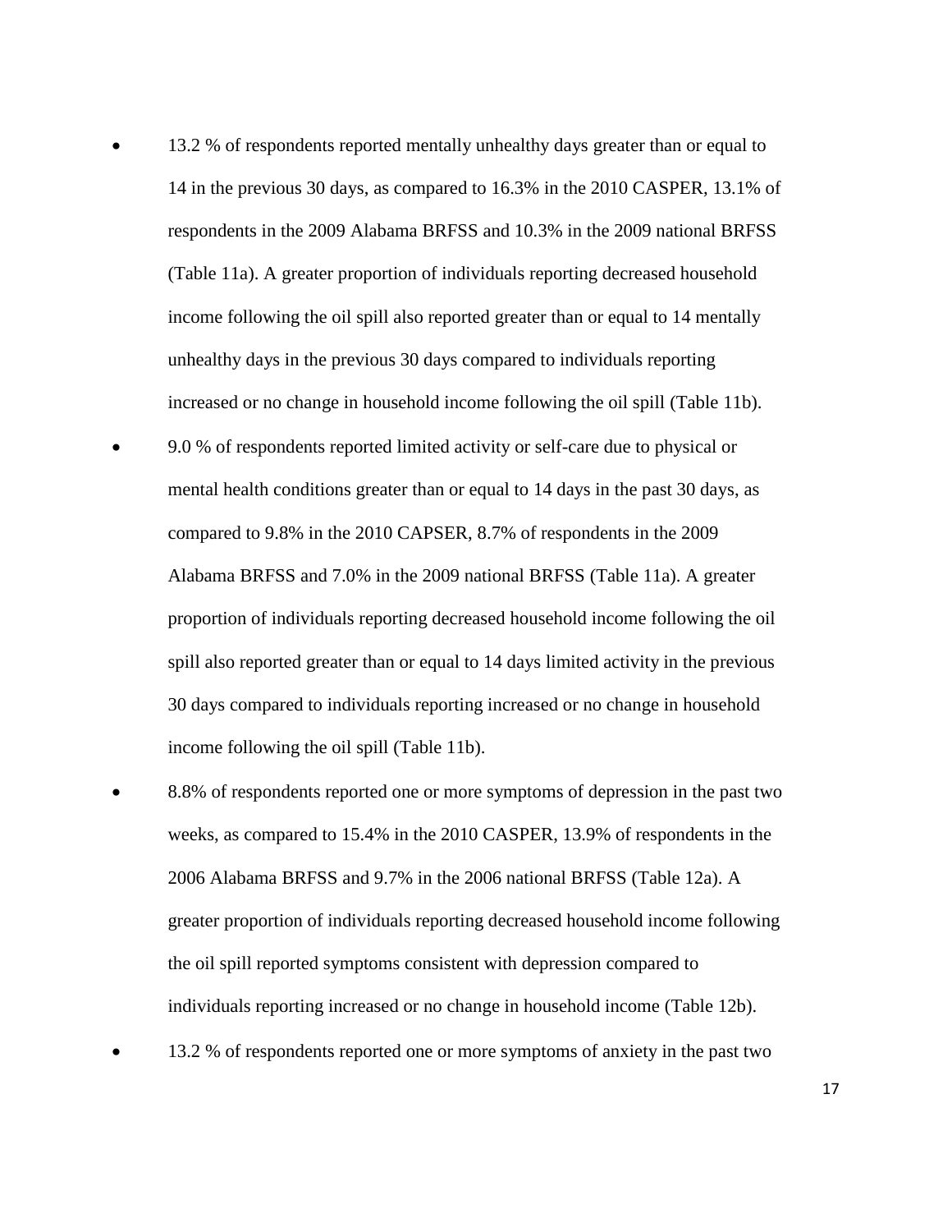- 13.2 % of respondents reported mentally unhealthy days greater than or equal to 14 in the previous 30 days, as compared to 16.3% in the 2010 CASPER, 13.1% of respondents in the 2009 Alabama BRFSS and 10.3% in the 2009 national BRFSS (Table 11a). A greater proportion of individuals reporting decreased household income following the oil spill also reported greater than or equal to 14 mentally unhealthy days in the previous 30 days compared to individuals reporting increased or no change in household income following the oil spill (Table 11b).
- 9.0 % of respondents reported limited activity or self-care due to physical or mental health conditions greater than or equal to 14 days in the past 30 days, as compared to 9.8% in the 2010 CAPSER, 8.7% of respondents in the 2009 Alabama BRFSS and 7.0% in the 2009 national BRFSS (Table 11a). A greater proportion of individuals reporting decreased household income following the oil spill also reported greater than or equal to 14 days limited activity in the previous 30 days compared to individuals reporting increased or no change in household income following the oil spill (Table 11b).
- 8.8% of respondents reported one or more symptoms of depression in the past two weeks, as compared to 15.4% in the 2010 CASPER, 13.9% of respondents in the 2006 Alabama BRFSS and 9.7% in the 2006 national BRFSS (Table 12a). A greater proportion of individuals reporting decreased household income following the oil spill reported symptoms consistent with depression compared to individuals reporting increased or no change in household income (Table 12b).
- 13.2 % of respondents reported one or more symptoms of anxiety in the past two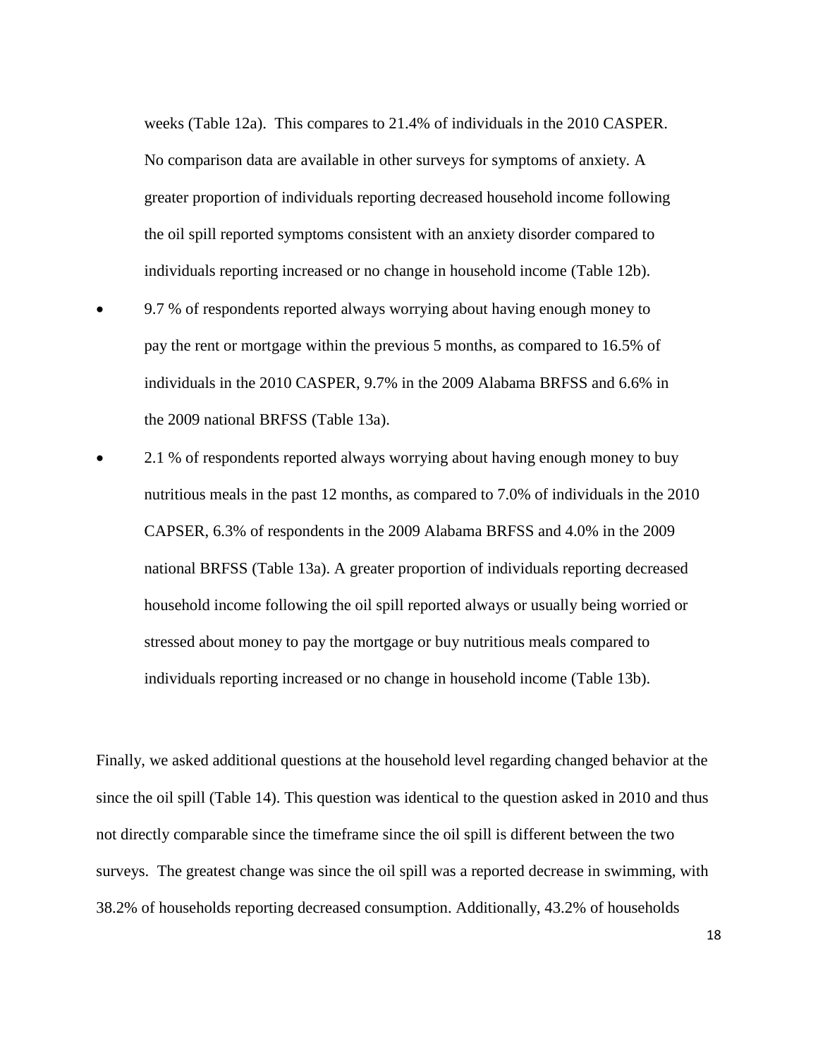weeks (Table 12a). This compares to 21.4% of individuals in the 2010 CASPER. No comparison data are available in other surveys for symptoms of anxiety. A greater proportion of individuals reporting decreased household income following the oil spill reported symptoms consistent with an anxiety disorder compared to individuals reporting increased or no change in household income (Table 12b).

- 9.7 % of respondents reported always worrying about having enough money to pay the rent or mortgage within the previous 5 months, as compared to 16.5% of individuals in the 2010 CASPER, 9.7% in the 2009 Alabama BRFSS and 6.6% in the 2009 national BRFSS (Table 13a).
- 2.1 % of respondents reported always worrying about having enough money to buy nutritious meals in the past 12 months, as compared to 7.0% of individuals in the 2010 CAPSER, 6.3% of respondents in the 2009 Alabama BRFSS and 4.0% in the 2009 national BRFSS (Table 13a). A greater proportion of individuals reporting decreased household income following the oil spill reported always or usually being worried or stressed about money to pay the mortgage or buy nutritious meals compared to individuals reporting increased or no change in household income (Table 13b).

Finally, we asked additional questions at the household level regarding changed behavior at the since the oil spill (Table 14). This question was identical to the question asked in 2010 and thus not directly comparable since the timeframe since the oil spill is different between the two surveys. The greatest change was since the oil spill was a reported decrease in swimming, with 38.2% of households reporting decreased consumption. Additionally, 43.2% of households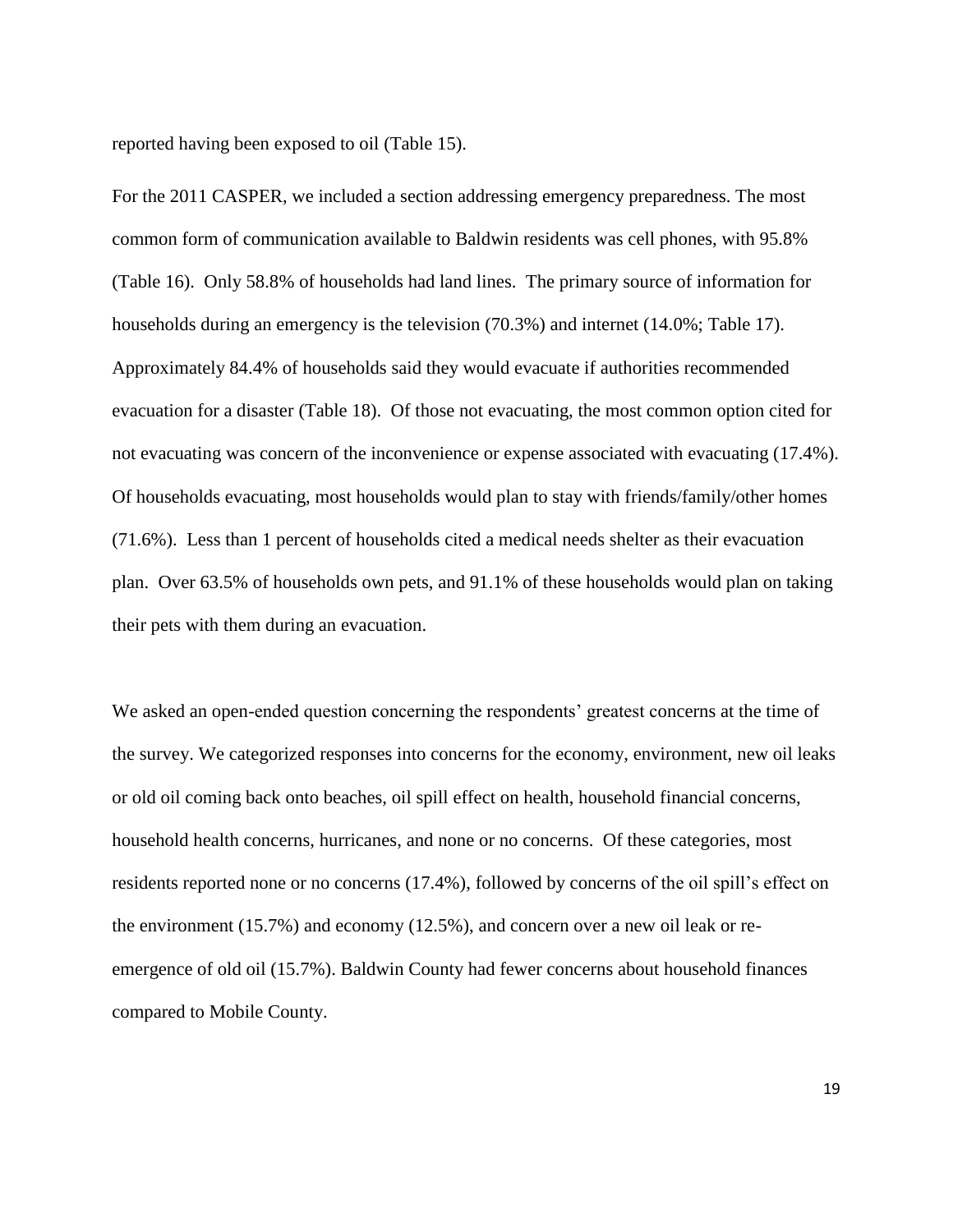reported having been exposed to oil (Table 15).

For the 2011 CASPER, we included a section addressing emergency preparedness. The most common form of communication available to Baldwin residents was cell phones, with 95.8% (Table 16). Only 58.8% of households had land lines. The primary source of information for households during an emergency is the television (70.3%) and internet (14.0%; Table 17). Approximately 84.4% of households said they would evacuate if authorities recommended evacuation for a disaster (Table 18). Of those not evacuating, the most common option cited for not evacuating was concern of the inconvenience or expense associated with evacuating (17.4%). Of households evacuating, most households would plan to stay with friends/family/other homes (71.6%). Less than 1 percent of households cited a medical needs shelter as their evacuation plan. Over 63.5% of households own pets, and 91.1% of these households would plan on taking their pets with them during an evacuation.

We asked an open-ended question concerning the respondents' greatest concerns at the time of the survey. We categorized responses into concerns for the economy, environment, new oil leaks or old oil coming back onto beaches, oil spill effect on health, household financial concerns, household health concerns, hurricanes, and none or no concerns. Of these categories, most residents reported none or no concerns (17.4%), followed by concerns of the oil spill's effect on the environment (15.7%) and economy (12.5%), and concern over a new oil leak or re-emergence of old oil (15.7%). Baldwin County had fewer concerns about household finances compared to Mobile County.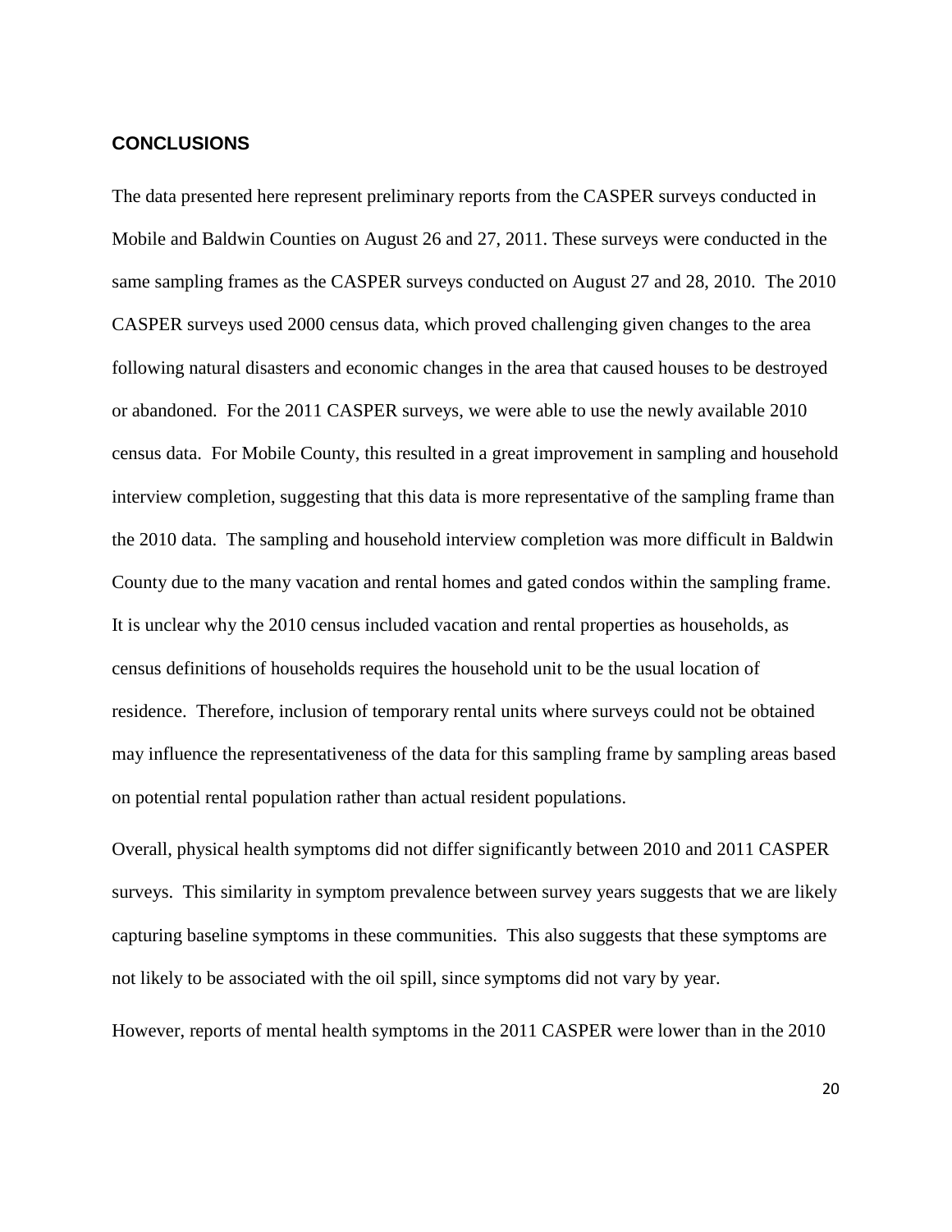## CONCLUSIONS

The data presented here represent preliminary reports from the CASPER surveys conducted in Mobile and Baldwin Counties on August 26 and 27, 2011. These surveys were conducted in the same sampling frames as the CASPER surveys conducted on August 27 and 28, 2010. The 2010 CASPER surveys used 2000 census data, which proved challenging given changes to the area following natural disasters and economic changes in the area that caused houses to be destroyed or abandoned. For the 2011 CASPER surveys, we were able to use the newly available 2010 census data. For Mobile County, this resulted in a great improvement in sampling and household interview completion, suggesting that this data is more representative of the sampling frame than the 2010 data. The sampling and household interview completion was more difficult in Baldwin County due to the many vacation and rental homes and gated condos within the sampling frame. It is unclear why the 2010 census included vacation and rental properties as households, as census definitions of households requires the household unit to be the usual location of residence. Therefore, inclusion of temporary rental units where surveys could not be obtained may influence the representativeness of the data for this sampling frame by sampling areas based on potential rental population rather than actual resident populations.

Overall, physical health symptoms did not differ significantly between 2010 and 2011 CASPER surveys. This similarity in symptom prevalence between survey years suggests that we are likely capturing baseline symptoms in these communities. This also suggests that these symptoms are not likely to be associated with the oil spill, since symptoms did not vary by year.

However, reports of mental health symptoms in the 2011 CASPER were lower than in the 2010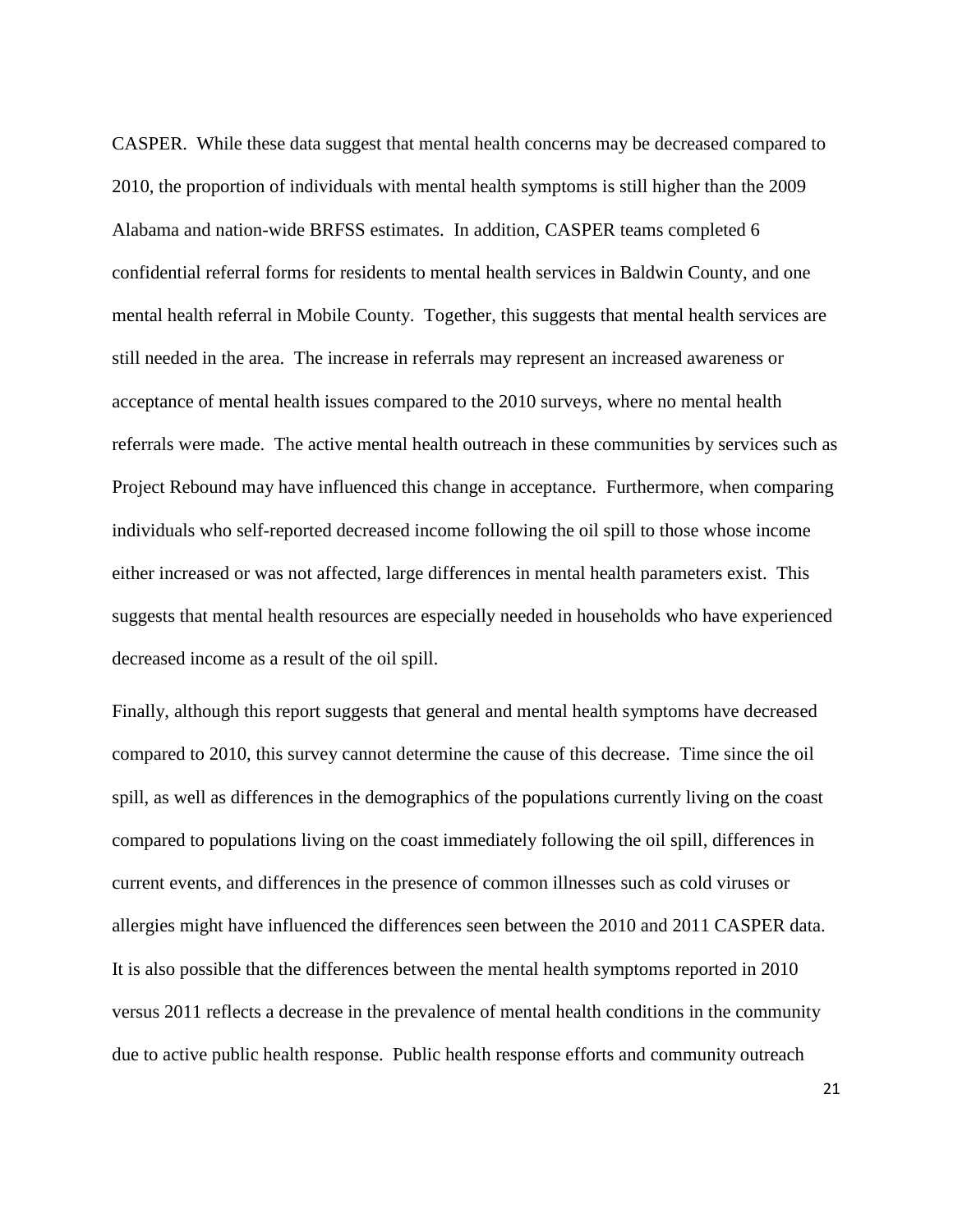CASPER. While these data suggest that mental health concerns may be decreased compared to 2010, the proportion of individuals with mental health symptoms is still higher than the 2009 Alabama and nation-wide BRFSS estimates. In addition, CASPER teams completed 6 confidential referral forms for residents to mental health services in Baldwin County, and one mental health referral in Mobile County. Together, this suggests that mental health services are still needed in the area. The increase in referrals may represent an increased awareness or acceptance of mental health issues compared to the 2010 surveys, where no mental health referrals were made. The active mental health outreach in these communities by services such as Project Rebound may have influenced this change in acceptance. Furthermore, when comparing individuals who self-reported decreased income following the oil spill to those whose income either increased or was not affected, large differences in mental health parameters exist. This suggests that mental health resources are especially needed in households who have experienced decreased income as a result of the oil spill.

Finally, although this report suggests that general and mental health symptoms have decreased compared to 2010, this survey cannot determine the cause of this decrease. Time since the oil spill, as well as differences in the demographics of the populations currently living on the coast compared to populations living on the coast immediately following the oil spill, differences in current events, and differences in the presence of common illnesses such as cold viruses or allergies might have influenced the differences seen between the 2010 and 2011 CASPER data. It is also possible that the differences between the mental health symptoms reported in 2010 versus 2011 reflects a decrease in the prevalence of mental health conditions in the community due to active public health response. Public health response efforts and community outreach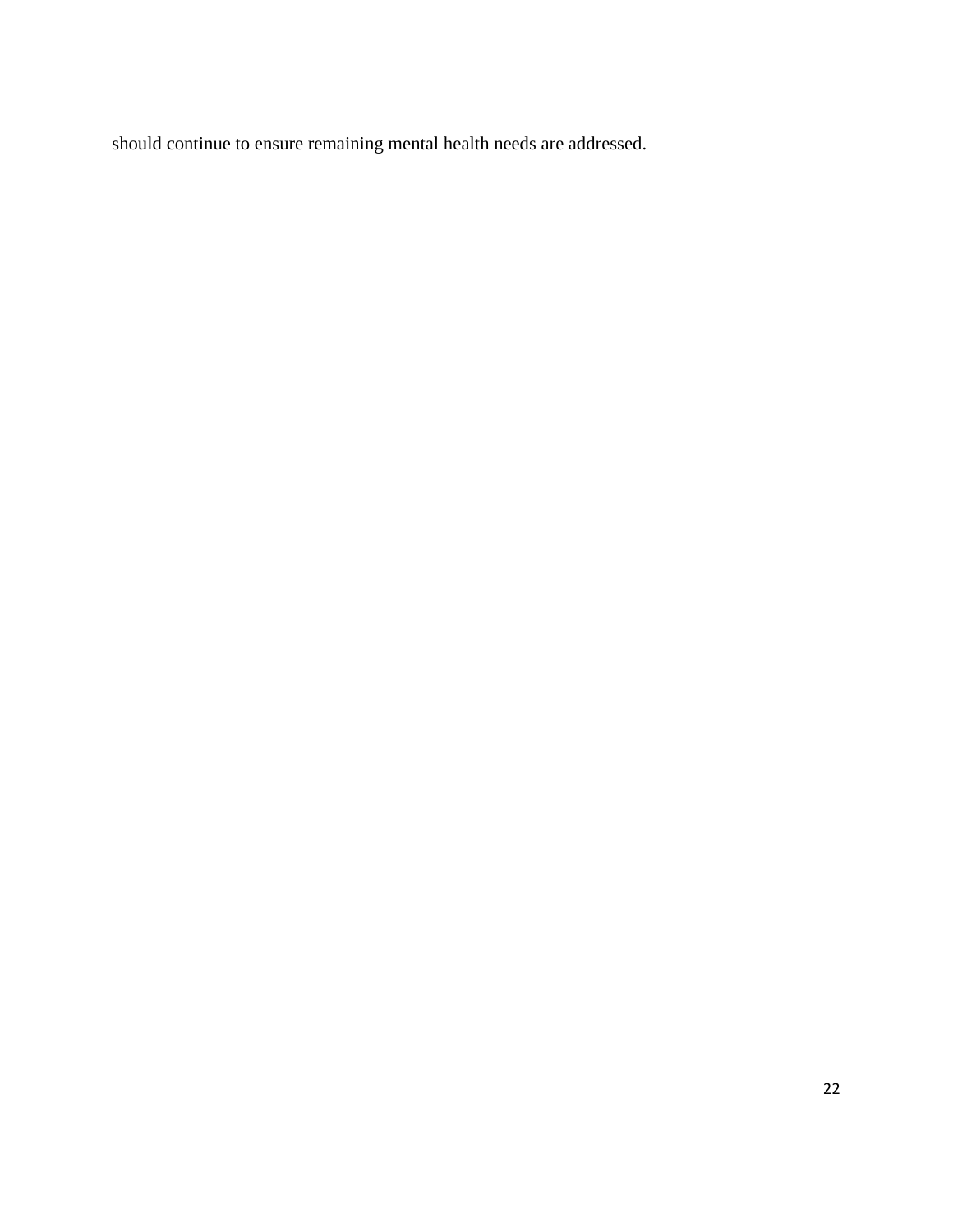should continue to ensure remaining mental health needs are addressed.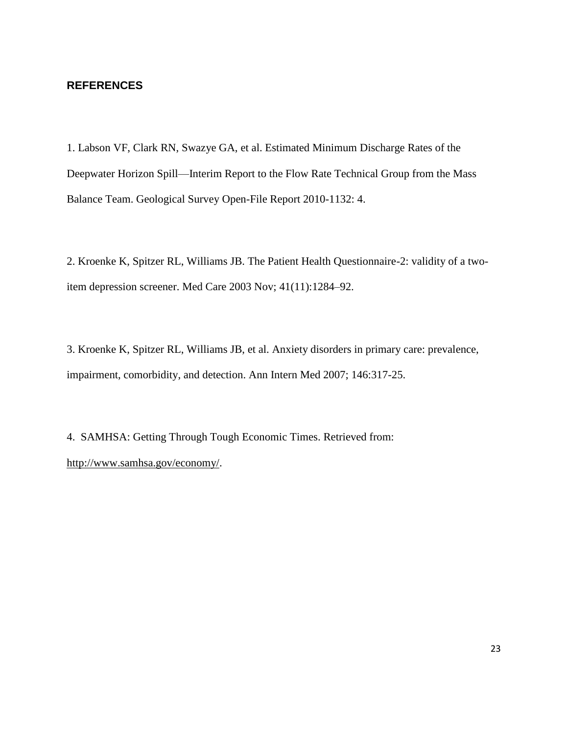## REFERENCES

1. Labson VF, Clark RN, Swazye GA, et al. Estimated Minimum Discharge Rates of the Deepwater Horizon Spill—Interim Report to the Flow Rate Technical Group from the Mass Balance Team. Geological Survey Open-File Report 2010-1132: 4.

2. Kroenke K, Spitzer RL, Williams JB. The Patient Health Questionnaire-2: validity of a two-item depression screener. Med Care 2003 Nov; 41(11):1284–92.

3. Kroenke K, Spitzer RL, Williams JB, et al. Anxiety disorders in primary care: prevalence, impairment, comorbidity, and detection. Ann Intern Med 2007; 146:317-25.

4. SAMHSA: Getting Through Tough Economic Times. Retrieved from: http://www.samhsa.gov/economy/.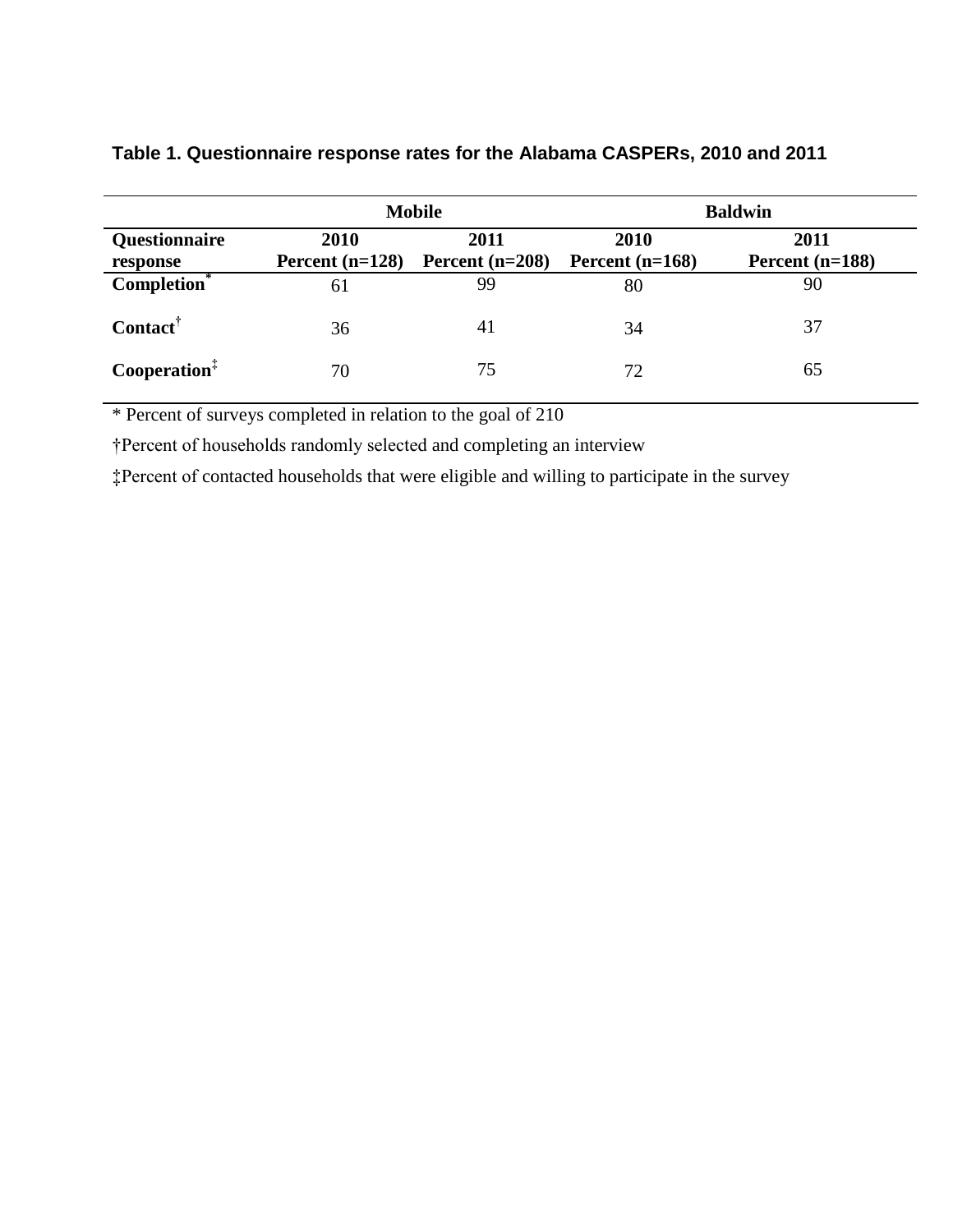**Table 1. Questionnaire response rates for the Alabama CASPERs, 2010 and 2011**

| | Mobile | | Baldwin | |
|---|---|---|---|---|
| **Questionnaire response** | **2010 Percent (n=128)** | **2011 Percent (n=208)** | **2010 Percent (n=168)** | **2011 Percent (n=188)** |
| **Completion*** | 61 | 99 | 80 | 90 |
| **Contact†** | 36 | 41 | 34 | 37 |
| **Cooperation‡** | 70 | 75 | 72 | 65 |

* Percent of surveys completed in relation to the goal of 210

†Percent of households randomly selected and completing an interview

‡Percent of contacted households that were eligible and willing to participate in the survey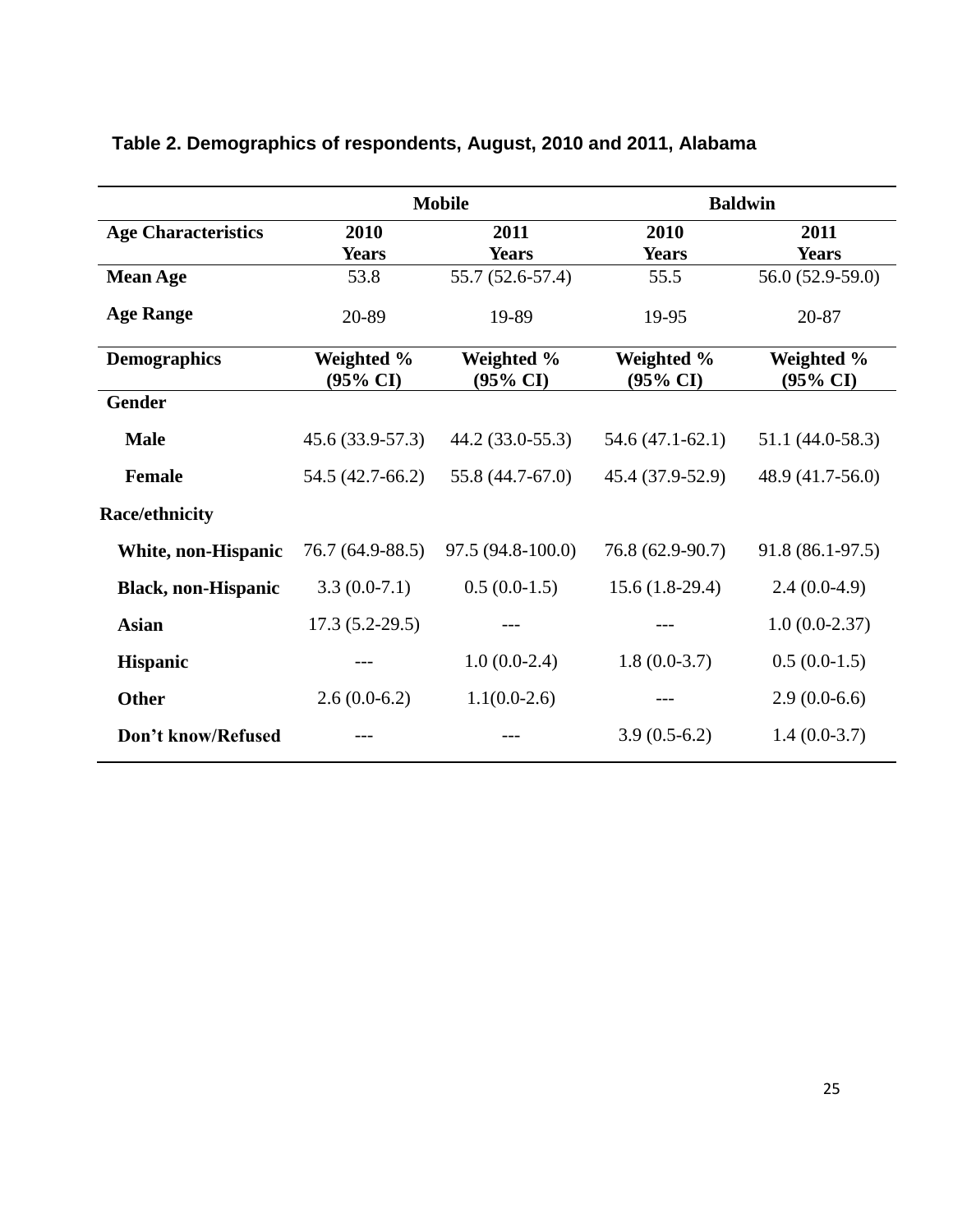**Table 2. Demographics of respondents, August, 2010 and 2011, Alabama**

| | Mobile | | Baldwin | |
|---|---|---|---|---|
| **Age Characteristics** | **2010 Years** | **2011 Years** | **2010 Years** | **2011 Years** |
| **Mean Age** | 53.8 | 55.7 (52.6-57.4) | 55.5 | 56.0 (52.9-59.0) |
| **Age Range** | 20-89 | 19-89 | 19-95 | 20-87 |
| **Demographics** | **Weighted % (95% CI)** | **Weighted % (95% CI)** | **Weighted % (95% CI)** | **Weighted % (95% CI)** |
| **Gender** | | | | |
| **Male** | 45.6 (33.9-57.3) | 44.2 (33.0-55.3) | 54.6 (47.1-62.1) | 51.1 (44.0-58.3) |
| **Female** | 54.5 (42.7-66.2) | 55.8 (44.7-67.0) | 45.4 (37.9-52.9) | 48.9 (41.7-56.0) |
| **Race/ethnicity** | | | | |
| **White, non-Hispanic** | 76.7 (64.9-88.5) | 97.5 (94.8-100.0) | 76.8 (62.9-90.7) | 91.8 (86.1-97.5) |
| **Black, non-Hispanic** | 3.3 (0.0-7.1) | 0.5 (0.0-1.5) | 15.6 (1.8-29.4) | 2.4 (0.0-4.9) |
| **Asian** | 17.3 (5.2-29.5) | --- | --- | 1.0 (0.0-2.37) |
| **Hispanic** | --- | 1.0 (0.0-2.4) | 1.8 (0.0-3.7) | 0.5 (0.0-1.5) |
| **Other** | 2.6 (0.0-6.2) | 1.1(0.0-2.6) | --- | 2.9 (0.0-6.6) |
| **Don't know/Refused** | --- | --- | 3.9 (0.5-6.2) | 1.4 (0.0-3.7) |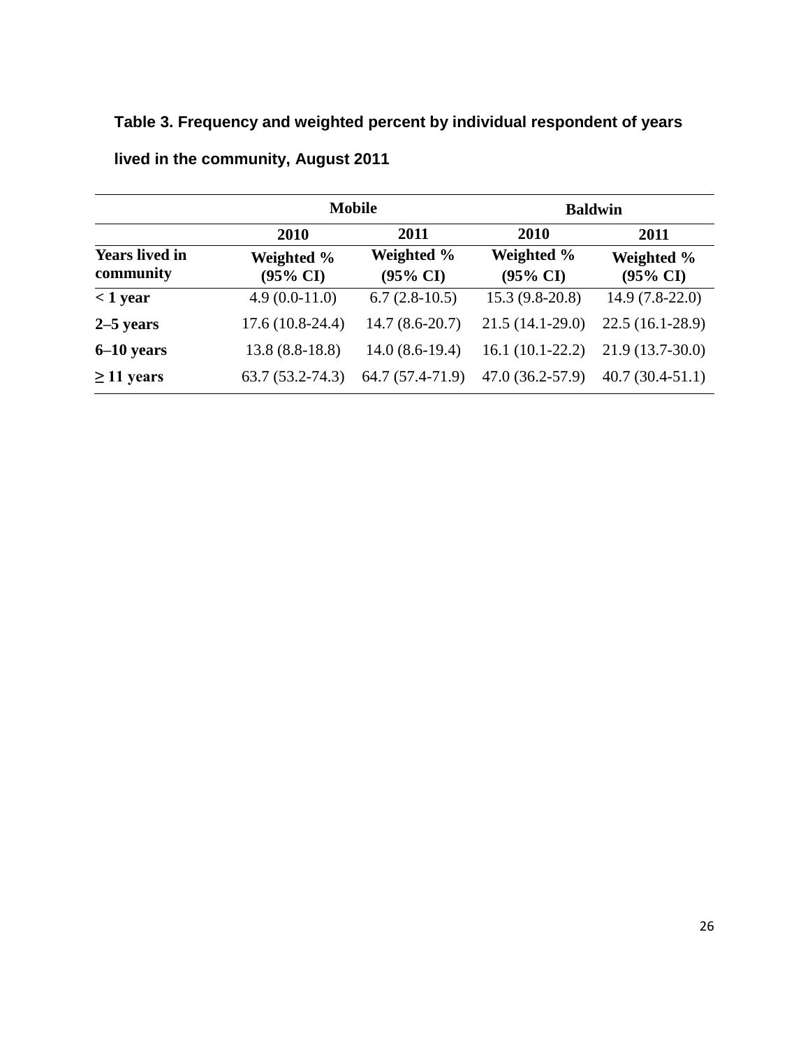**Table 3. Frequency and weighted percent by individual respondent of years lived in the community, August 2011**

| | Mobile | | Baldwin | |
|---|---|---|---|---|
| | 2010 | 2011 | 2010 | 2011 |
| Years lived in community | Weighted % (95% CI) | Weighted % (95% CI) | Weighted % (95% CI) | Weighted % (95% CI) |
| < 1 year | 4.9 (0.0-11.0) | 6.7 (2.8-10.5) | 15.3 (9.8-20.8) | 14.9 (7.8-22.0) |
| 2–5 years | 17.6 (10.8-24.4) | 14.7 (8.6-20.7) | 21.5 (14.1-29.0) | 22.5 (16.1-28.9) |
| 6–10 years | 13.8 (8.8-18.8) | 14.0 (8.6-19.4) | 16.1 (10.1-22.2) | 21.9 (13.7-30.0) |
| ≥ 11 years | 63.7 (53.2-74.3) | 64.7 (57.4-71.9) | 47.0 (36.2-57.9) | 40.7 (30.4-51.1) |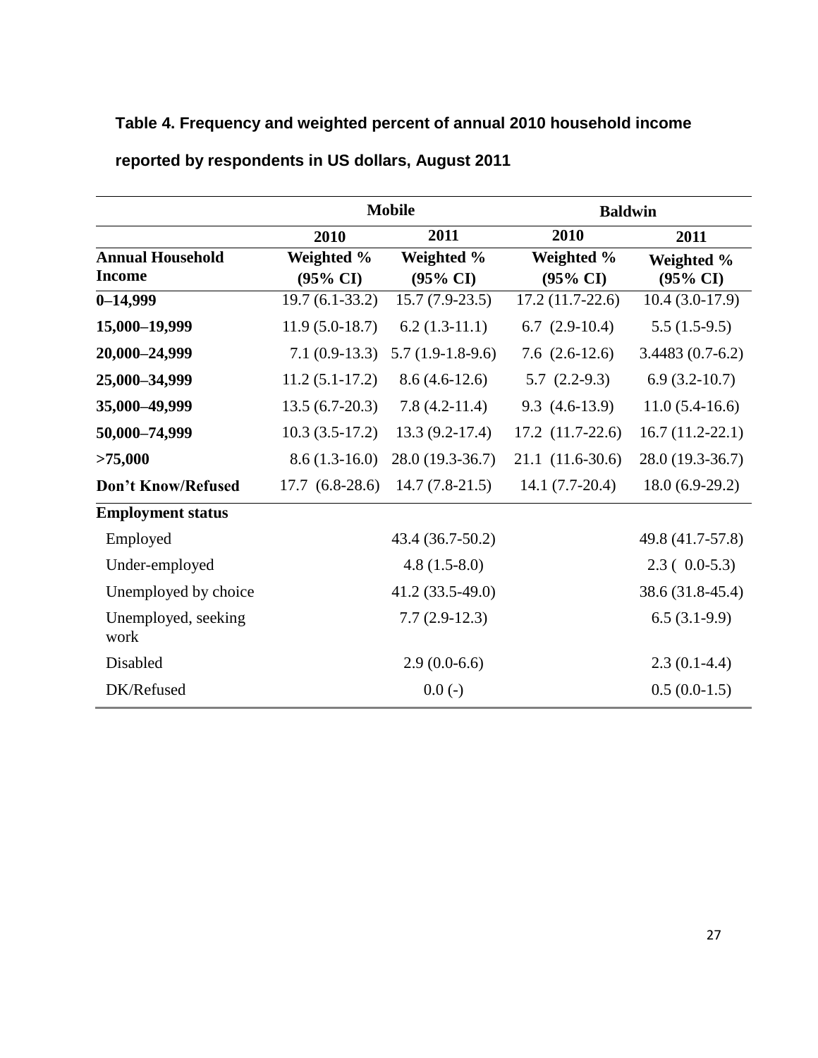**Table 4. Frequency and weighted percent of annual 2010 household income reported by respondents in US dollars, August 2011**

| | Mobile | | Baldwin | |
|---|---|---|---|---|
| | 2010 | 2011 | 2010 | 2011 |
| **Annual Household Income** | **Weighted % (95% CI)** | **Weighted % (95% CI)** | **Weighted % (95% CI)** | **Weighted % (95% CI)** |
| **0–14,999** | 19.7 (6.1-33.2) | 15.7 (7.9-23.5) | 17.2 (11.7-22.6) | 10.4 (3.0-17.9) |
| **15,000–19,999** | 11.9 (5.0-18.7) | 6.2 (1.3-11.1) | 6.7 (2.9-10.4) | 5.5 (1.5-9.5) |
| **20,000–24,999** | 7.1 (0.9-13.3) | 5.7 (1.9-1.8-9.6) | 7.6 (2.6-12.6) | 3.4483 (0.7-6.2) |
| **25,000–34,999** | 11.2 (5.1-17.2) | 8.6 (4.6-12.6) | 5.7 (2.2-9.3) | 6.9 (3.2-10.7) |
| **35,000–49,999** | 13.5 (6.7-20.3) | 7.8 (4.2-11.4) | 9.3 (4.6-13.9) | 11.0 (5.4-16.6) |
| **50,000–74,999** | 10.3 (3.5-17.2) | 13.3 (9.2-17.4) | 17.2 (11.7-22.6) | 16.7 (11.2-22.1) |
| **>75,000** | 8.6 (1.3-16.0) | 28.0 (19.3-36.7) | 21.1 (11.6-30.6) | 28.0 (19.3-36.7) |
| **Don't Know/Refused** | 17.7 (6.8-28.6) | 14.7 (7.8-21.5) | 14.1 (7.7-20.4) | 18.0 (6.9-29.2) |
| **Employment status** | | | | |
| Employed | | 43.4 (36.7-50.2) | | 49.8 (41.7-57.8) |
| Under-employed | | 4.8 (1.5-8.0) | | 2.3 ( 0.0-5.3) |
| Unemployed by choice | | 41.2 (33.5-49.0) | | 38.6 (31.8-45.4) |
| Unemployed, seeking work | | 7.7 (2.9-12.3) | | 6.5 (3.1-9.9) |
| Disabled | | 2.9 (0.0-6.6) | | 2.3 (0.1-4.4) |
| DK/Refused | | 0.0 (-) | | 0.5 (0.0-1.5) |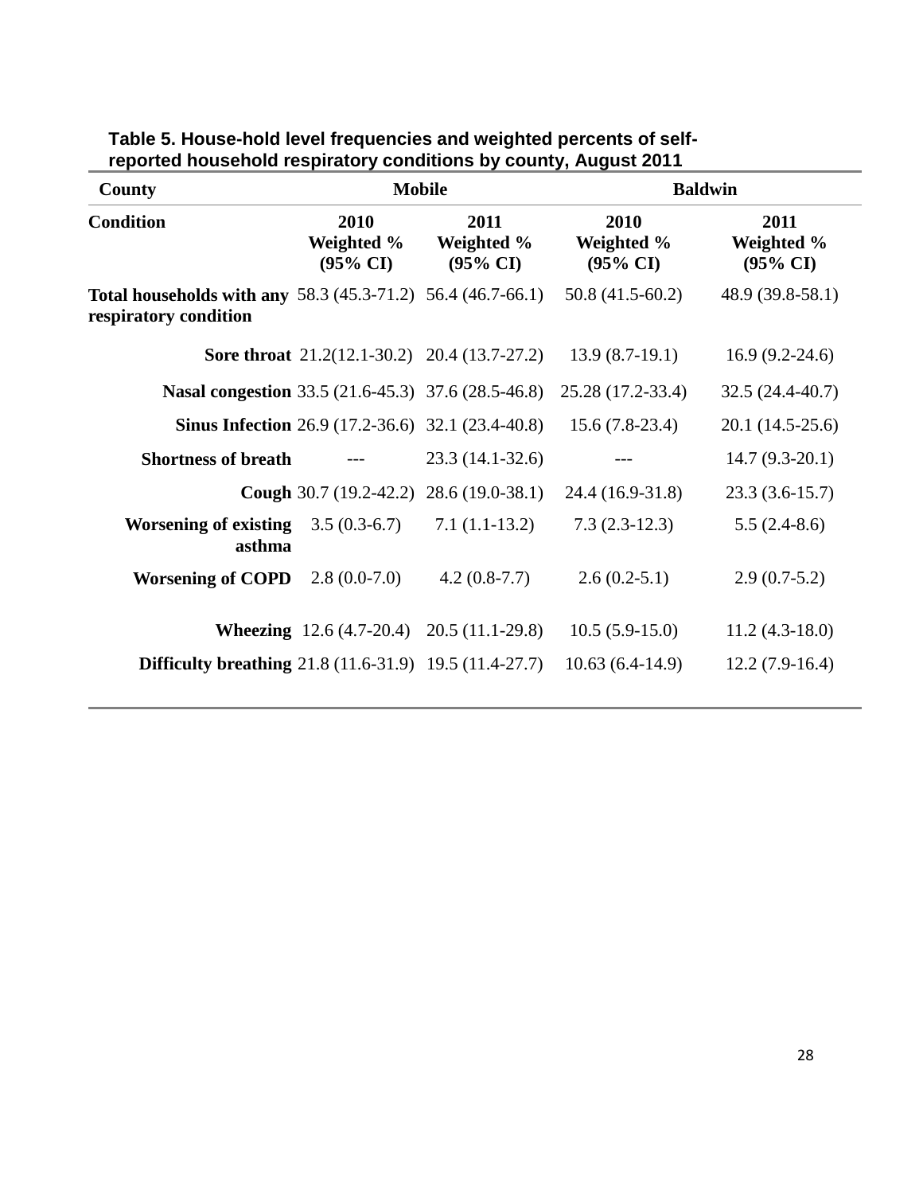**Table 5. House-hold level frequencies and weighted percents of self-reported household respiratory conditions by county, August 2011**

| County | Mobile | | Baldwin | |
|---|---|---|---|---|
| **Condition** | **2010 Weighted % (95% CI)** | **2011 Weighted % (95% CI)** | **2010 Weighted % (95% CI)** | **2011 Weighted % (95% CI)** |
| **Total households with any respiratory condition** | 58.3 (45.3-71.2) | 56.4 (46.7-66.1) | 50.8 (41.5-60.2) | 48.9 (39.8-58.1) |
| **Sore throat** | 21.2(12.1-30.2) | 20.4 (13.7-27.2) | 13.9 (8.7-19.1) | 16.9 (9.2-24.6) |
| **Nasal congestion** | 33.5 (21.6-45.3) | 37.6 (28.5-46.8) | 25.28 (17.2-33.4) | 32.5 (24.4-40.7) |
| **Sinus Infection** | 26.9 (17.2-36.6) | 32.1 (23.4-40.8) | 15.6 (7.8-23.4) | 20.1 (14.5-25.6) |
| **Shortness of breath** | --- | 23.3 (14.1-32.6) | --- | 14.7 (9.3-20.1) |
| **Cough** | 30.7 (19.2-42.2) | 28.6 (19.0-38.1) | 24.4 (16.9-31.8) | 23.3 (3.6-15.7) |
| **Worsening of existing asthma** | 3.5 (0.3-6.7) | 7.1 (1.1-13.2) | 7.3 (2.3-12.3) | 5.5 (2.4-8.6) |
| **Worsening of COPD** | 2.8 (0.0-7.0) | 4.2 (0.8-7.7) | 2.6 (0.2-5.1) | 2.9 (0.7-5.2) |
| **Wheezing** | 12.6 (4.7-20.4) | 20.5 (11.1-29.8) | 10.5 (5.9-15.0) | 11.2 (4.3-18.0) |
| **Difficulty breathing** | 21.8 (11.6-31.9) | 19.5 (11.4-27.7) | 10.63 (6.4-14.9) | 12.2 (7.9-16.4) |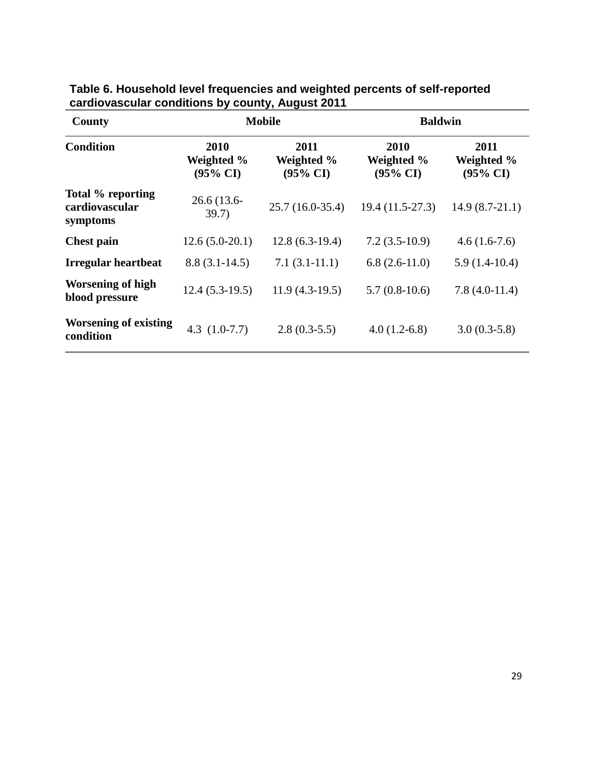**Table 6. Household level frequencies and weighted percents of self-reported cardiovascular conditions by county, August 2011**

| County | Mobile | | Baldwin | |
|---|---|---|---|---|
| **Condition** | **2010 Weighted % (95% CI)** | **2011 Weighted % (95% CI)** | **2010 Weighted % (95% CI)** | **2011 Weighted % (95% CI)** |
| **Total % reporting cardiovascular symptoms** | 26.6 (13.6-39.7) | 25.7 (16.0-35.4) | 19.4 (11.5-27.3) | 14.9 (8.7-21.1) |
| **Chest pain** | 12.6 (5.0-20.1) | 12.8 (6.3-19.4) | 7.2 (3.5-10.9) | 4.6 (1.6-7.6) |
| **Irregular heartbeat** | 8.8 (3.1-14.5) | 7.1 (3.1-11.1) | 6.8 (2.6-11.0) | 5.9 (1.4-10.4) |
| **Worsening of high blood pressure** | 12.4 (5.3-19.5) | 11.9 (4.3-19.5) | 5.7 (0.8-10.6) | 7.8 (4.0-11.4) |
| **Worsening of existing condition** | 4.3 (1.0-7.7) | 2.8 (0.3-5.5) | 4.0 (1.2-6.8) | 3.0 (0.3-5.8) |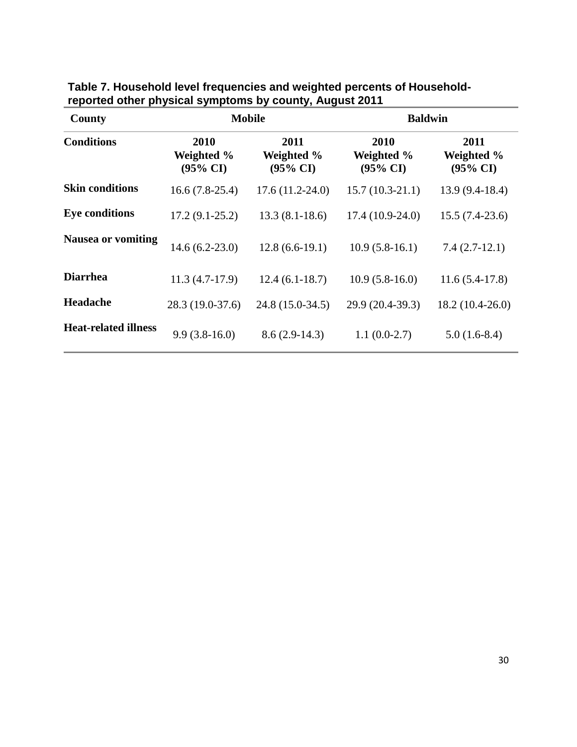**Table 7. Household level frequencies and weighted percents of Household-reported other physical symptoms by county, August 2011**

| County | Mobile | | Baldwin | |
|---|---|---|---|---|
| **Conditions** | **2010 Weighted % (95% CI)** | **2011 Weighted % (95% CI)** | **2010 Weighted % (95% CI)** | **2011 Weighted % (95% CI)** |
| **Skin conditions** | 16.6 (7.8-25.4) | 17.6 (11.2-24.0) | 15.7 (10.3-21.1) | 13.9 (9.4-18.4) |
| **Eye conditions** | 17.2 (9.1-25.2) | 13.3 (8.1-18.6) | 17.4 (10.9-24.0) | 15.5 (7.4-23.6) |
| **Nausea or vomiting** | 14.6 (6.2-23.0) | 12.8 (6.6-19.1) | 10.9 (5.8-16.1) | 7.4 (2.7-12.1) |
| **Diarrhea** | 11.3 (4.7-17.9) | 12.4 (6.1-18.7) | 10.9 (5.8-16.0) | 11.6 (5.4-17.8) |
| **Headache** | 28.3 (19.0-37.6) | 24.8 (15.0-34.5) | 29.9 (20.4-39.3) | 18.2 (10.4-26.0) |
| **Heat-related illness** | 9.9 (3.8-16.0) | 8.6 (2.9-14.3) | 1.1 (0.0-2.7) | 5.0 (1.6-8.4) |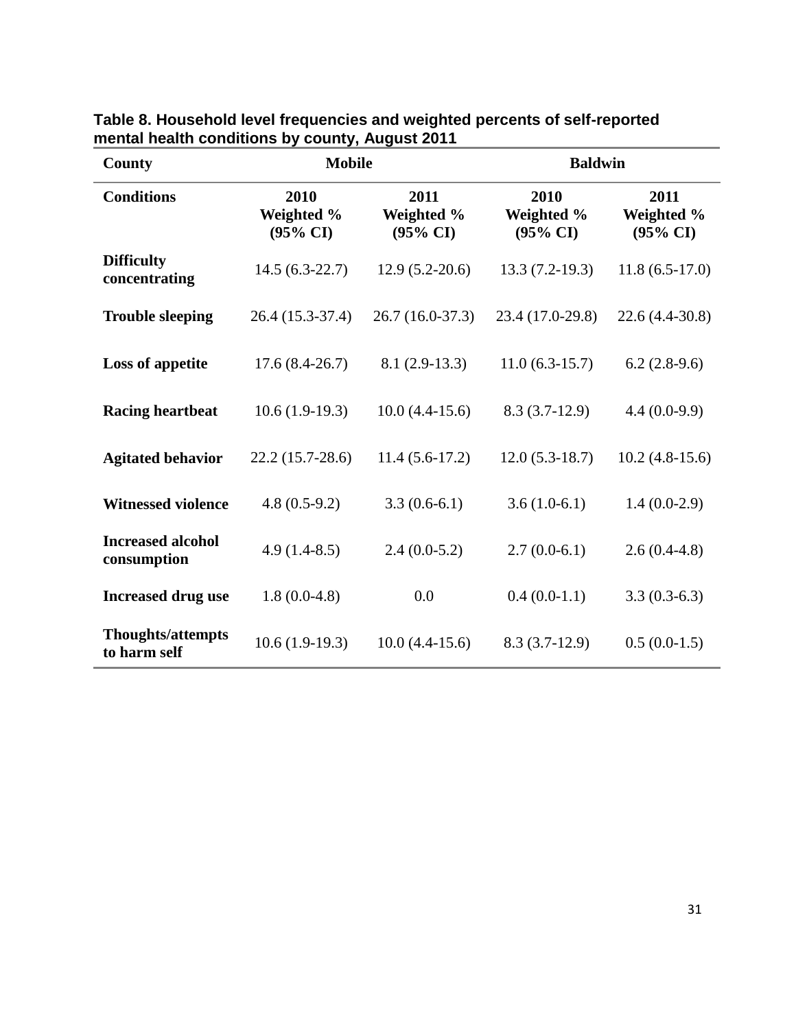**Table 8. Household level frequencies and weighted percents of self-reported mental health conditions by county, August 2011**

| County | Mobile | | Baldwin | |
|---|---|---|---|---|
| **Conditions** | **2010 Weighted % (95% CI)** | **2011 Weighted % (95% CI)** | **2010 Weighted % (95% CI)** | **2011 Weighted % (95% CI)** |
| **Difficulty concentrating** | 14.5 (6.3-22.7) | 12.9 (5.2-20.6) | 13.3 (7.2-19.3) | 11.8 (6.5-17.0) |
| **Trouble sleeping** | 26.4 (15.3-37.4) | 26.7 (16.0-37.3) | 23.4 (17.0-29.8) | 22.6 (4.4-30.8) |
| **Loss of appetite** | 17.6 (8.4-26.7) | 8.1 (2.9-13.3) | 11.0 (6.3-15.7) | 6.2 (2.8-9.6) |
| **Racing heartbeat** | 10.6 (1.9-19.3) | 10.0 (4.4-15.6) | 8.3 (3.7-12.9) | 4.4 (0.0-9.9) |
| **Agitated behavior** | 22.2 (15.7-28.6) | 11.4 (5.6-17.2) | 12.0 (5.3-18.7) | 10.2 (4.8-15.6) |
| **Witnessed violence** | 4.8 (0.5-9.2) | 3.3 (0.6-6.1) | 3.6 (1.0-6.1) | 1.4 (0.0-2.9) |
| **Increased alcohol consumption** | 4.9 (1.4-8.5) | 2.4 (0.0-5.2) | 2.7 (0.0-6.1) | 2.6 (0.4-4.8) |
| **Increased drug use** | 1.8 (0.0-4.8) | 0.0 | 0.4 (0.0-1.1) | 3.3 (0.3-6.3) |
| **Thoughts/attempts to harm self** | 10.6 (1.9-19.3) | 10.0 (4.4-15.6) | 8.3 (3.7-12.9) | 0.5 (0.0-1.5) |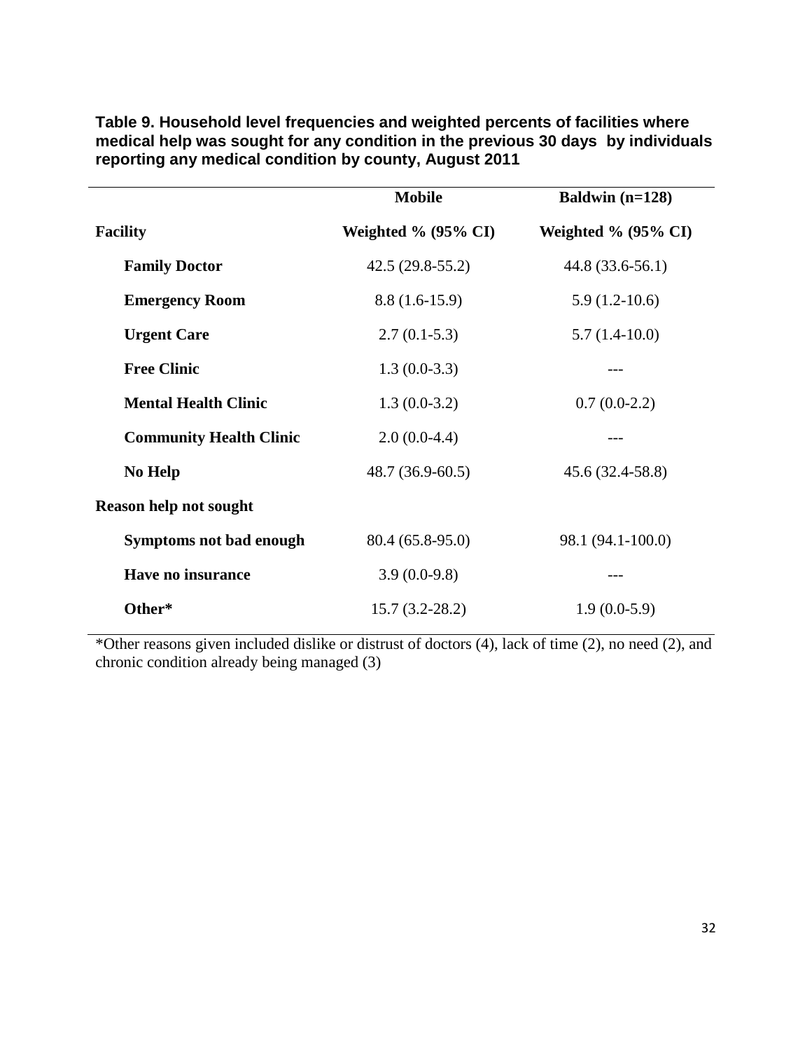**Table 9. Household level frequencies and weighted percents of facilities where medical help was sought for any condition in the previous 30 days by individuals reporting any medical condition by county, August 2011**

| | Mobile | Baldwin (n=128) |
|---|---|---|
| **Facility** | **Weighted % (95% CI)** | **Weighted % (95% CI)** |
| **Family Doctor** | 42.5 (29.8-55.2) | 44.8 (33.6-56.1) |
| **Emergency Room** | 8.8 (1.6-15.9) | 5.9 (1.2-10.6) |
| **Urgent Care** | 2.7 (0.1-5.3) | 5.7 (1.4-10.0) |
| **Free Clinic** | 1.3 (0.0-3.3) | --- |
| **Mental Health Clinic** | 1.3 (0.0-3.2) | 0.7 (0.0-2.2) |
| **Community Health Clinic** | 2.0 (0.0-4.4) | --- |
| **No Help** | 48.7 (36.9-60.5) | 45.6 (32.4-58.8) |
| **Reason help not sought** | | |
| **Symptoms not bad enough** | 80.4 (65.8-95.0) | 98.1 (94.1-100.0) |
| **Have no insurance** | 3.9 (0.0-9.8) | --- |
| **Other*** | 15.7 (3.2-28.2) | 1.9 (0.0-5.9) |

*Other reasons given included dislike or distrust of doctors (4), lack of time (2), no need (2), and chronic condition already being managed (3)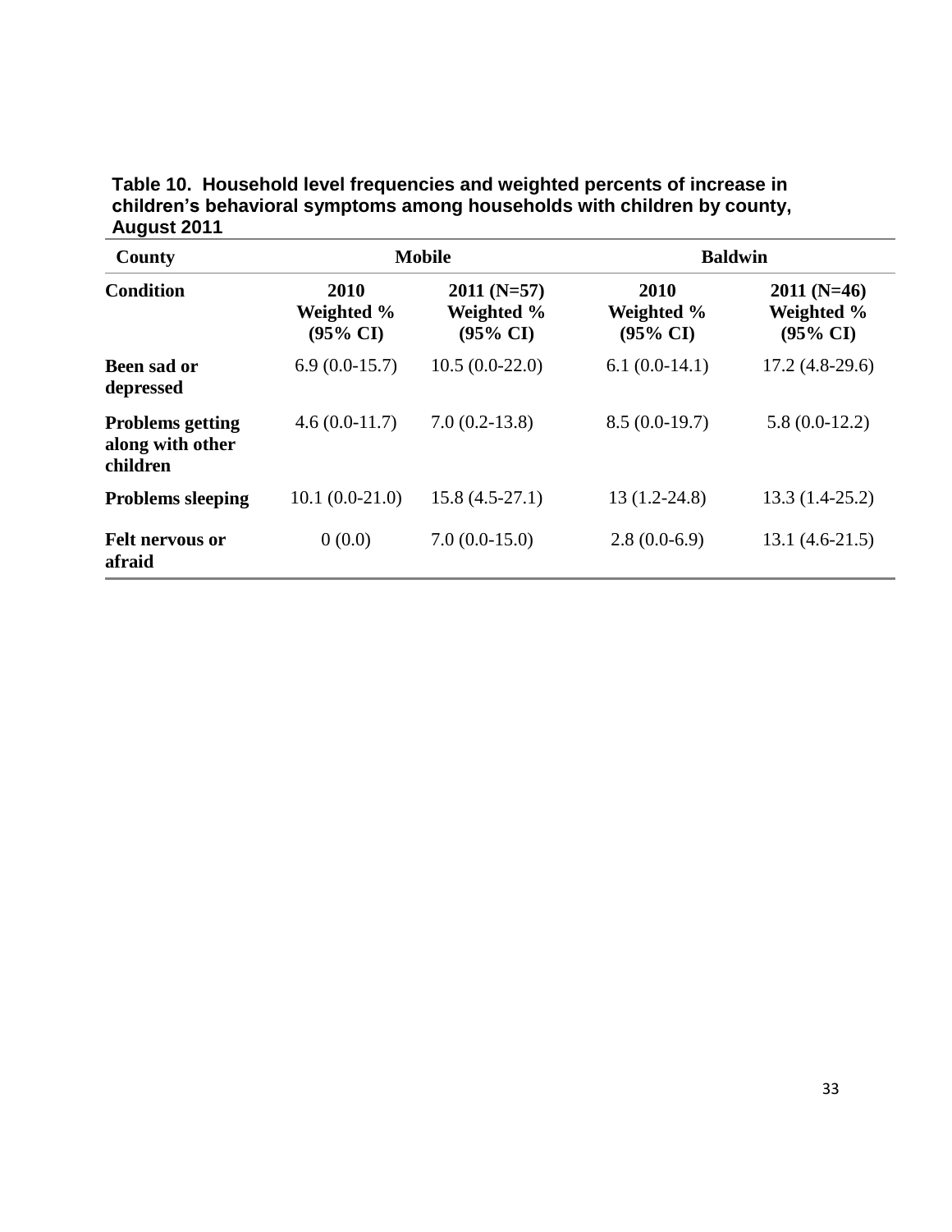**Table 10. Household level frequencies and weighted percents of increase in children's behavioral symptoms among households with children by county, August 2011**

| County | Mobile | | Baldwin | |
|---|---|---|---|---|
| **Condition** | **2010 Weighted % (95% CI)** | **2011 (N=57) Weighted % (95% CI)** | **2010 Weighted % (95% CI)** | **2011 (N=46) Weighted % (95% CI)** |
| **Been sad or depressed** | 6.9 (0.0-15.7) | 10.5 (0.0-22.0) | 6.1 (0.0-14.1) | 17.2 (4.8-29.6) |
| **Problems getting along with other children** | 4.6 (0.0-11.7) | 7.0 (0.2-13.8) | 8.5 (0.0-19.7) | 5.8 (0.0-12.2) |
| **Problems sleeping** | 10.1 (0.0-21.0) | 15.8 (4.5-27.1) | 13 (1.2-24.8) | 13.3 (1.4-25.2) |
| **Felt nervous or afraid** | 0 (0.0) | 7.0 (0.0-15.0) | 2.8 (0.0-6.9) | 13.1 (4.6-21.5) |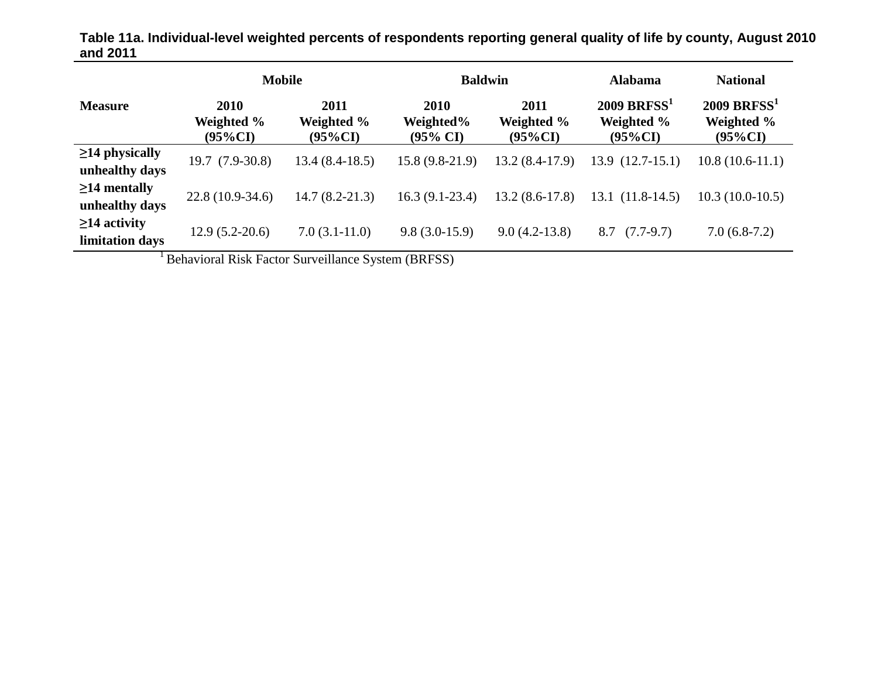**Table 11a. Individual-level weighted percents of respondents reporting general quality of life by county, August 2010 and 2011**

| Measure | Mobile | | Baldwin | | Alabama | National |
|---|---|---|---|---|---|---|
| | 2010 Weighted % (95%CI) | 2011 Weighted % (95%CI) | 2010 Weighted% (95% CI) | 2011 Weighted % (95%CI) | 2009 BRFSS[1] Weighted % (95%CI) | 2009 BRFSS[1] Weighted % (95%CI) |
| ≥14 physically unhealthy days | 19.7 (7.9-30.8) | 13.4 (8.4-18.5) | 15.8 (9.8-21.9) | 13.2 (8.4-17.9) | 13.9 (12.7-15.1) | 10.8 (10.6-11.1) |
| ≥14 mentally unhealthy days | 22.8 (10.9-34.6) | 14.7 (8.2-21.3) | 16.3 (9.1-23.4) | 13.2 (8.6-17.8) | 13.1 (11.8-14.5) | 10.3 (10.0-10.5) |
| ≥14 activity limitation days | 12.9 (5.2-20.6) | 7.0 (3.1-11.0) | 9.8 (3.0-15.9) | 9.0 (4.2-13.8) | 8.7 (7.7-9.7) | 7.0 (6.8-7.2) |

[1] Behavioral Risk Factor Surveillance System (BRFSS)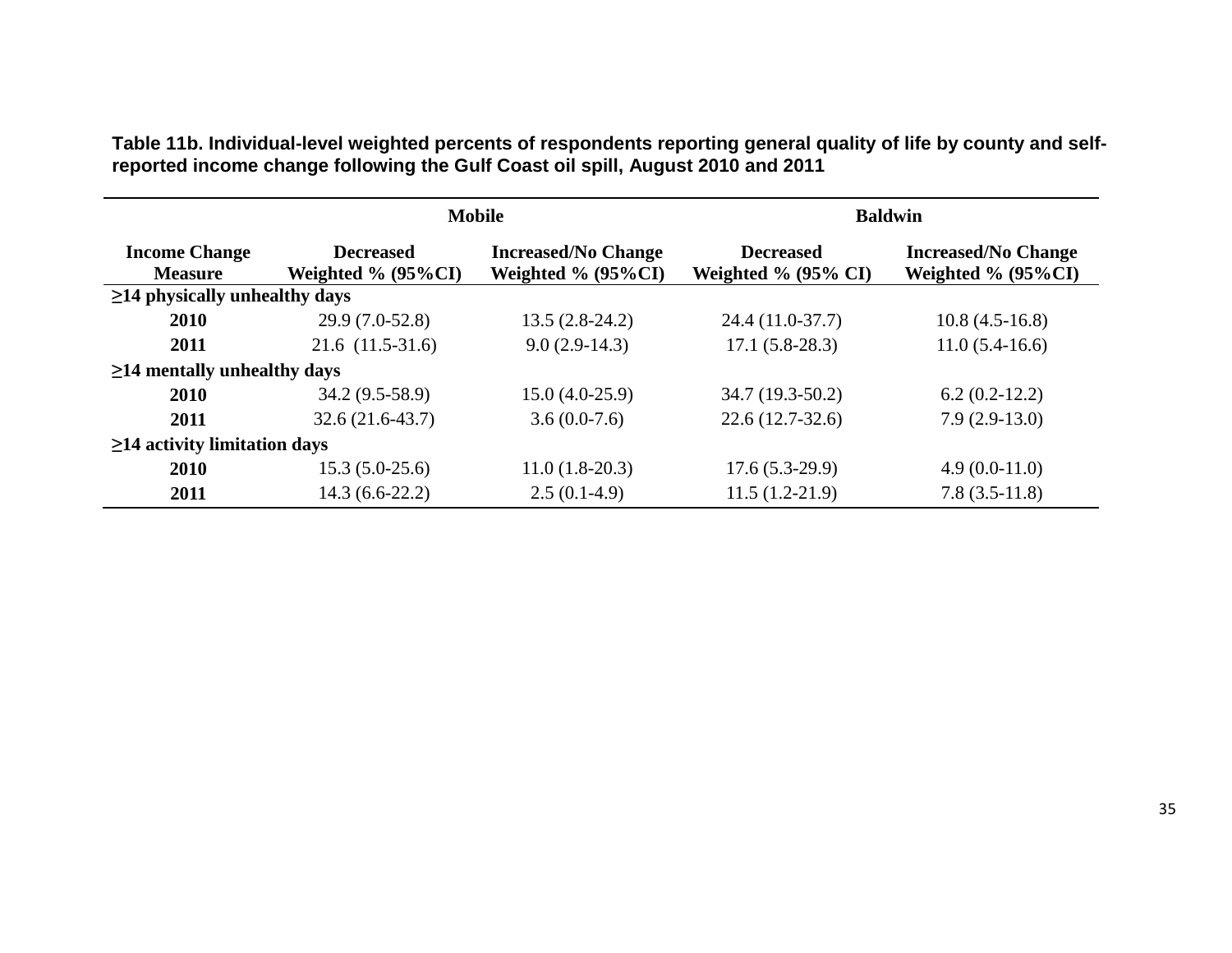**Table 11b. Individual-level weighted percents of respondents reporting general quality of life by county and self-reported income change following the Gulf Coast oil spill, August 2010 and 2011**

| | Mobile | | Baldwin | |
|---|---|---|---|---|
| **Income Change Measure** | **Decreased Weighted % (95%CI)** | **Increased/No Change Weighted % (95%CI)** | **Decreased Weighted % (95% CI)** | **Increased/No Change Weighted % (95%CI)** |
| **≥14 physically unhealthy days** | | | | |
| **2010** | 29.9 (7.0-52.8) | 13.5 (2.8-24.2) | 24.4 (11.0-37.7) | 10.8 (4.5-16.8) |
| **2011** | 21.6 (11.5-31.6) | 9.0 (2.9-14.3) | 17.1 (5.8-28.3) | 11.0 (5.4-16.6) |
| **≥14 mentally unhealthy days** | | | | |
| **2010** | 34.2 (9.5-58.9) | 15.0 (4.0-25.9) | 34.7 (19.3-50.2) | 6.2 (0.2-12.2) |
| **2011** | 32.6 (21.6-43.7) | 3.6 (0.0-7.6) | 22.6 (12.7-32.6) | 7.9 (2.9-13.0) |
| **≥14 activity limitation days** | | | | |
| **2010** | 15.3 (5.0-25.6) | 11.0 (1.8-20.3) | 17.6 (5.3-29.9) | 4.9 (0.0-11.0) |
| **2011** | 14.3 (6.6-22.2) | 2.5 (0.1-4.9) | 11.5 (1.2-21.9) | 7.8 (3.5-11.8) |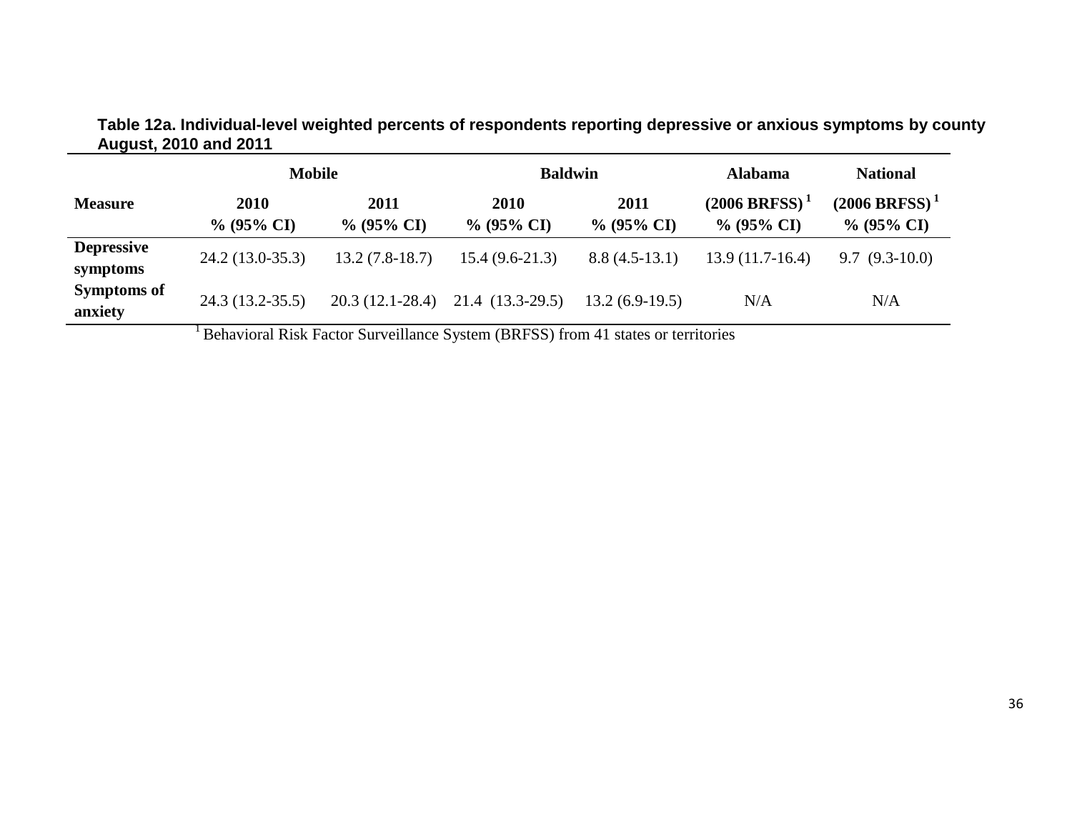**Table 12a. Individual-level weighted percents of respondents reporting depressive or anxious symptoms by county August, 2010 and 2011**

| | Mobile | | Baldwin | | Alabama | National |
|---|---|---|---|---|---|---|
| **Measure** | **2010 % (95% CI)** | **2011 % (95% CI)** | **2010 % (95% CI)** | **2011 % (95% CI)** | **(2006 BRFSS)[1] % (95% CI)** | **(2006 BRFSS)[1] % (95% CI)** |
| **Depressive symptoms** | 24.2 (13.0-35.3) | 13.2 (7.8-18.7) | 15.4 (9.6-21.3) | 8.8 (4.5-13.1) | 13.9 (11.7-16.4) | 9.7 (9.3-10.0) |
| **Symptoms of anxiety** | 24.3 (13.2-35.5) | 20.3 (12.1-28.4) | 21.4 (13.3-29.5) | 13.2 (6.9-19.5) | N/A | N/A |

[1] Behavioral Risk Factor Surveillance System (BRFSS) from 41 states or territories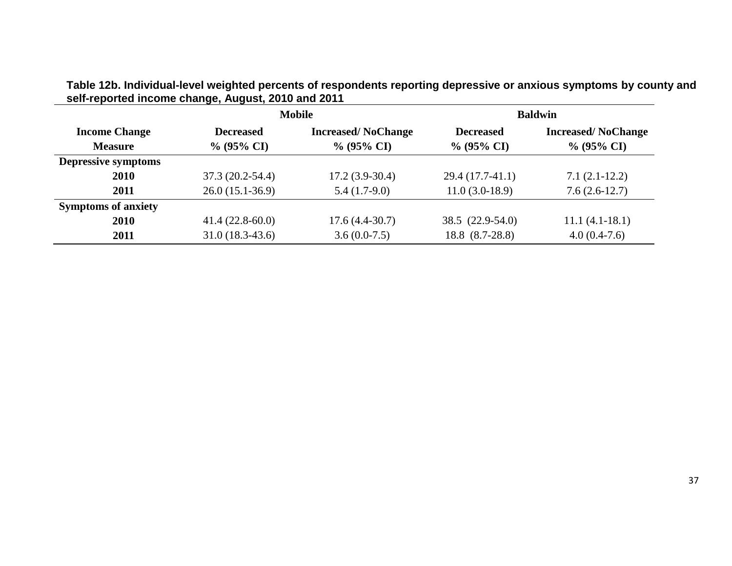**Table 12b. Individual-level weighted percents of respondents reporting depressive or anxious symptoms by county and self-reported income change, August, 2010 and 2011**

| | Mobile | | Baldwin | |
|---|---|---|---|---|
| **Income Change** | **Decreased** | **Increased/ NoChange** | **Decreased** | **Increased/ NoChange** |
| **Measure** | **% (95% CI)** | **% (95% CI)** | **% (95% CI)** | **% (95% CI)** |
| **Depressive symptoms** | | | | |
| **2010** | 37.3 (20.2-54.4) | 17.2 (3.9-30.4) | 29.4 (17.7-41.1) | 7.1 (2.1-12.2) |
| **2011** | 26.0 (15.1-36.9) | 5.4 (1.7-9.0) | 11.0 (3.0-18.9) | 7.6 (2.6-12.7) |
| **Symptoms of anxiety** | | | | |
| **2010** | 41.4 (22.8-60.0) | 17.6 (4.4-30.7) | 38.5 (22.9-54.0) | 11.1 (4.1-18.1) |
| **2011** | 31.0 (18.3-43.6) | 3.6 (0.0-7.5) | 18.8 (8.7-28.8) | 4.0 (0.4-7.6) |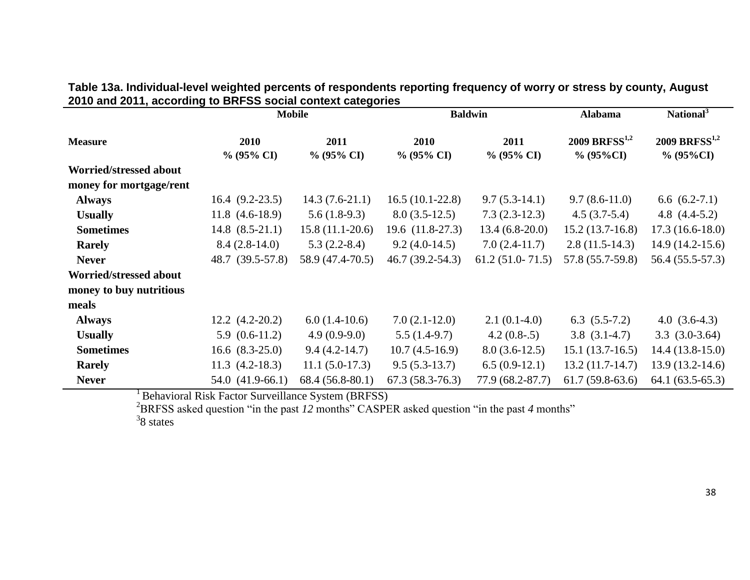**Table 13a. Individual-level weighted percents of respondents reporting frequency of worry or stress by county, August 2010 and 2011, according to BRFSS social context categories**

| | Mobile | | Baldwin | | Alabama | National[3] |
|---|---|---|---|---|---|---|
| **Measure** | **2010** % (95% CI) | **2011** % (95% CI) | **2010** % (95% CI) | **2011** % (95% CI) | **2009 BRFSS[1,2]** % (95%CI) | **2009 BRFSS[1,2]** % (95%CI) |
| **Worried/stressed about money for mortgage/rent** | | | | | | |
| **Always** | 16.4 (9.2-23.5) | 14.3 (7.6-21.1) | 16.5 (10.1-22.8) | 9.7 (5.3-14.1) | 9.7 (8.6-11.0) | 6.6 (6.2-7.1) |
| **Usually** | 11.8 (4.6-18.9) | 5.6 (1.8-9.3) | 8.0 (3.5-12.5) | 7.3 (2.3-12.3) | 4.5 (3.7-5.4) | 4.8 (4.4-5.2) |
| **Sometimes** | 14.8 (8.5-21.1) | 15.8 (11.1-20.6) | 19.6 (11.8-27.3) | 13.4 (6.8-20.0) | 15.2 (13.7-16.8) | 17.3 (16.6-18.0) |
| **Rarely** | 8.4 (2.8-14.0) | 5.3 (2.2-8.4) | 9.2 (4.0-14.5) | 7.0 (2.4-11.7) | 2.8 (11.5-14.3) | 14.9 (14.2-15.6) |
| **Never** | 48.7 (39.5-57.8) | 58.9 (47.4-70.5) | 46.7 (39.2-54.3) | 61.2 (51.0- 71.5) | 57.8 (55.7-59.8) | 56.4 (55.5-57.3) |
| **Worried/stressed about money to buy nutritious meals** | | | | | | |
| **Always** | 12.2 (4.2-20.2) | 6.0 (1.4-10.6) | 7.0 (2.1-12.0) | 2.1 (0.1-4.0) | 6.3 (5.5-7.2) | 4.0 (3.6-4.3) |
| **Usually** | 5.9 (0.6-11.2) | 4.9 (0.9-9.0) | 5.5 (1.4-9.7) | 4.2 (0.8-.5) | 3.8 (3.1-4.7) | 3.3 (3.0-3.64) |
| **Sometimes** | 16.6 (8.3-25.0) | 9.4 (4.2-14.7) | 10.7 (4.5-16.9) | 8.0 (3.6-12.5) | 15.1 (13.7-16.5) | 14.4 (13.8-15.0) |
| **Rarely** | 11.3 (4.2-18.3) | 11.1 (5.0-17.3) | 9.5 (5.3-13.7) | 6.5 (0.9-12.1) | 13.2 (11.7-14.7) | 13.9 (13.2-14.6) |
| **Never** | 54.0 (41.9-66.1) | 68.4 (56.8-80.1) | 67.3 (58.3-76.3) | 77.9 (68.2-87.7) | 61.7 (59.8-63.6) | 64.1 (63.5-65.3) |

[1] Behavioral Risk Factor Surveillance System (BRFSS)

[2] BRFSS asked question "in the past *12* months" CASPER asked question "in the past *4* months"

[3] 8 states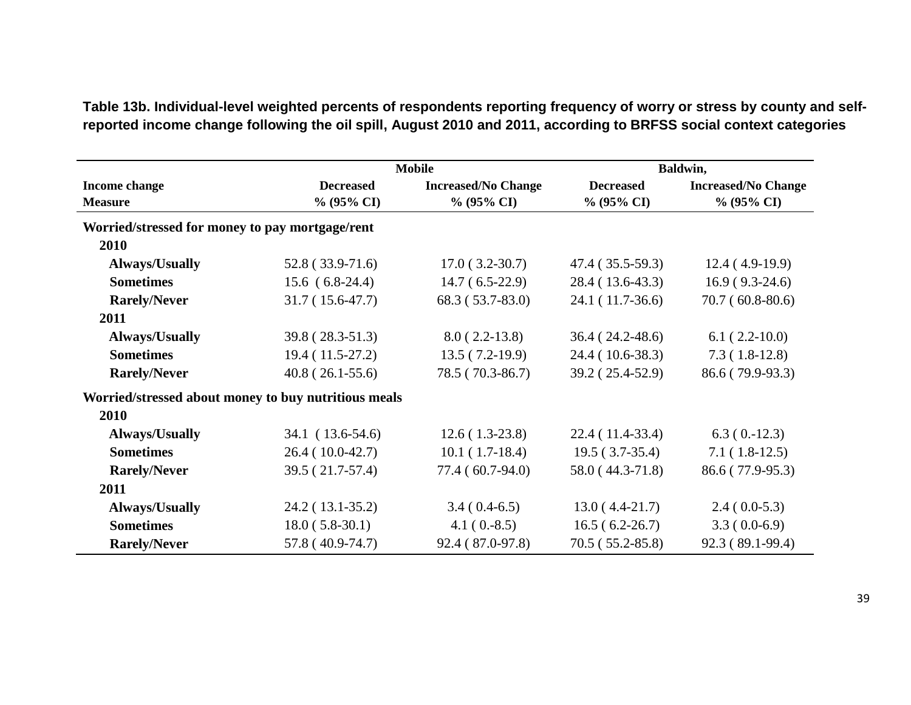**Table 13b. Individual-level weighted percents of respondents reporting frequency of worry or stress by county and self-reported income change following the oil spill, August 2010 and 2011, according to BRFSS social context categories**

| | Mobile | | Baldwin, | |
|---|---|---|---|---|
| **Income change** | **Decreased** | **Increased/No Change** | **Decreased** | **Increased/No Change** |
| **Measure** | **% (95% CI)** | **% (95% CI)** | **% (95% CI)** | **% (95% CI)** |
| **Worried/stressed for money to pay mortgage/rent** | | | | |
| **2010** | | | | |
| **Always/Usually** | 52.8 ( 33.9-71.6) | 17.0 ( 3.2-30.7) | 47.4 ( 35.5-59.3) | 12.4 ( 4.9-19.9) |
| **Sometimes** | 15.6 ( 6.8-24.4) | 14.7 ( 6.5-22.9) | 28.4 ( 13.6-43.3) | 16.9 ( 9.3-24.6) |
| **Rarely/Never** | 31.7 ( 15.6-47.7) | 68.3 ( 53.7-83.0) | 24.1 ( 11.7-36.6) | 70.7 ( 60.8-80.6) |
| **2011** | | | | |
| **Always/Usually** | 39.8 ( 28.3-51.3) | 8.0 ( 2.2-13.8) | 36.4 ( 24.2-48.6) | 6.1 ( 2.2-10.0) |
| **Sometimes** | 19.4 ( 11.5-27.2) | 13.5 ( 7.2-19.9) | 24.4 ( 10.6-38.3) | 7.3 ( 1.8-12.8) |
| **Rarely/Never** | 40.8 ( 26.1-55.6) | 78.5 ( 70.3-86.7) | 39.2 ( 25.4-52.9) | 86.6 ( 79.9-93.3) |
| **Worried/stressed about money to buy nutritious meals** | | | | |
| **2010** | | | | |
| **Always/Usually** | 34.1 ( 13.6-54.6) | 12.6 ( 1.3-23.8) | 22.4 ( 11.4-33.4) | 6.3 ( 0.-12.3) |
| **Sometimes** | 26.4 ( 10.0-42.7) | 10.1 ( 1.7-18.4) | 19.5 ( 3.7-35.4) | 7.1 ( 1.8-12.5) |
| **Rarely/Never** | 39.5 ( 21.7-57.4) | 77.4 ( 60.7-94.0) | 58.0 ( 44.3-71.8) | 86.6 ( 77.9-95.3) |
| **2011** | | | | |
| **Always/Usually** | 24.2 ( 13.1-35.2) | 3.4 ( 0.4-6.5) | 13.0 ( 4.4-21.7) | 2.4 ( 0.0-5.3) |
| **Sometimes** | 18.0 ( 5.8-30.1) | 4.1 ( 0.-8.5) | 16.5 ( 6.2-26.7) | 3.3 ( 0.0-6.9) |
| **Rarely/Never** | 57.8 ( 40.9-74.7) | 92.4 ( 87.0-97.8) | 70.5 ( 55.2-85.8) | 92.3 ( 89.1-99.4) |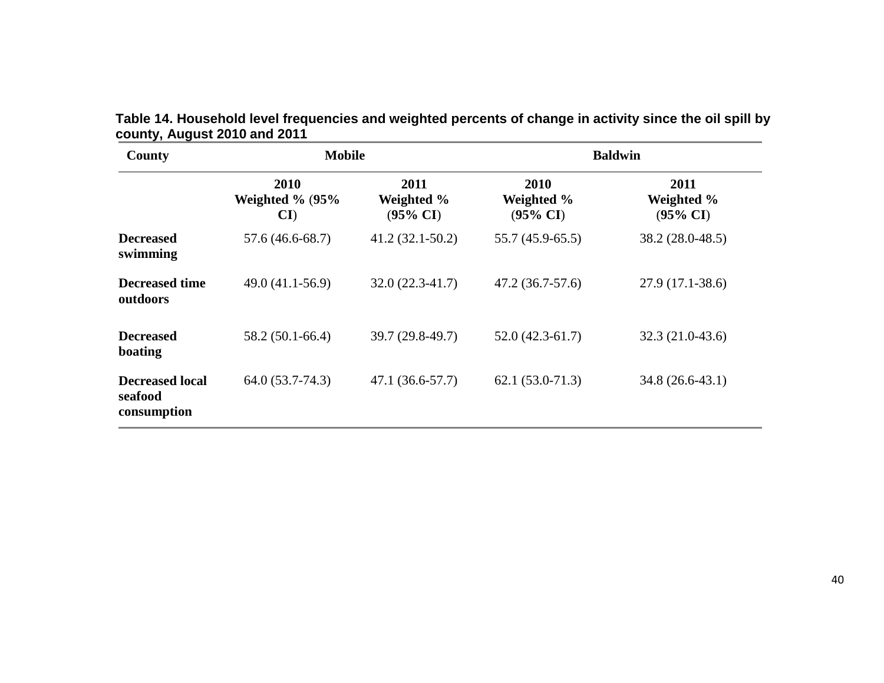**Table 14. Household level frequencies and weighted percents of change in activity since the oil spill by county, August 2010 and 2011**

| County | Mobile | | Baldwin | |
|---|---|---|---|---|
| | 2010 Weighted % (95% CI) | 2011 Weighted % (95% CI) | 2010 Weighted % (95% CI) | 2011 Weighted % (95% CI) |
| **Decreased swimming** | 57.6 (46.6-68.7) | 41.2 (32.1-50.2) | 55.7 (45.9-65.5) | 38.2 (28.0-48.5) |
| **Decreased time outdoors** | 49.0 (41.1-56.9) | 32.0 (22.3-41.7) | 47.2 (36.7-57.6) | 27.9 (17.1-38.6) |
| **Decreased boating** | 58.2 (50.1-66.4) | 39.7 (29.8-49.7) | 52.0 (42.3-61.7) | 32.3 (21.0-43.6) |
| **Decreased local seafood consumption** | 64.0 (53.7-74.3) | 47.1 (36.6-57.7) | 62.1 (53.0-71.3) | 34.8 (26.6-43.1) |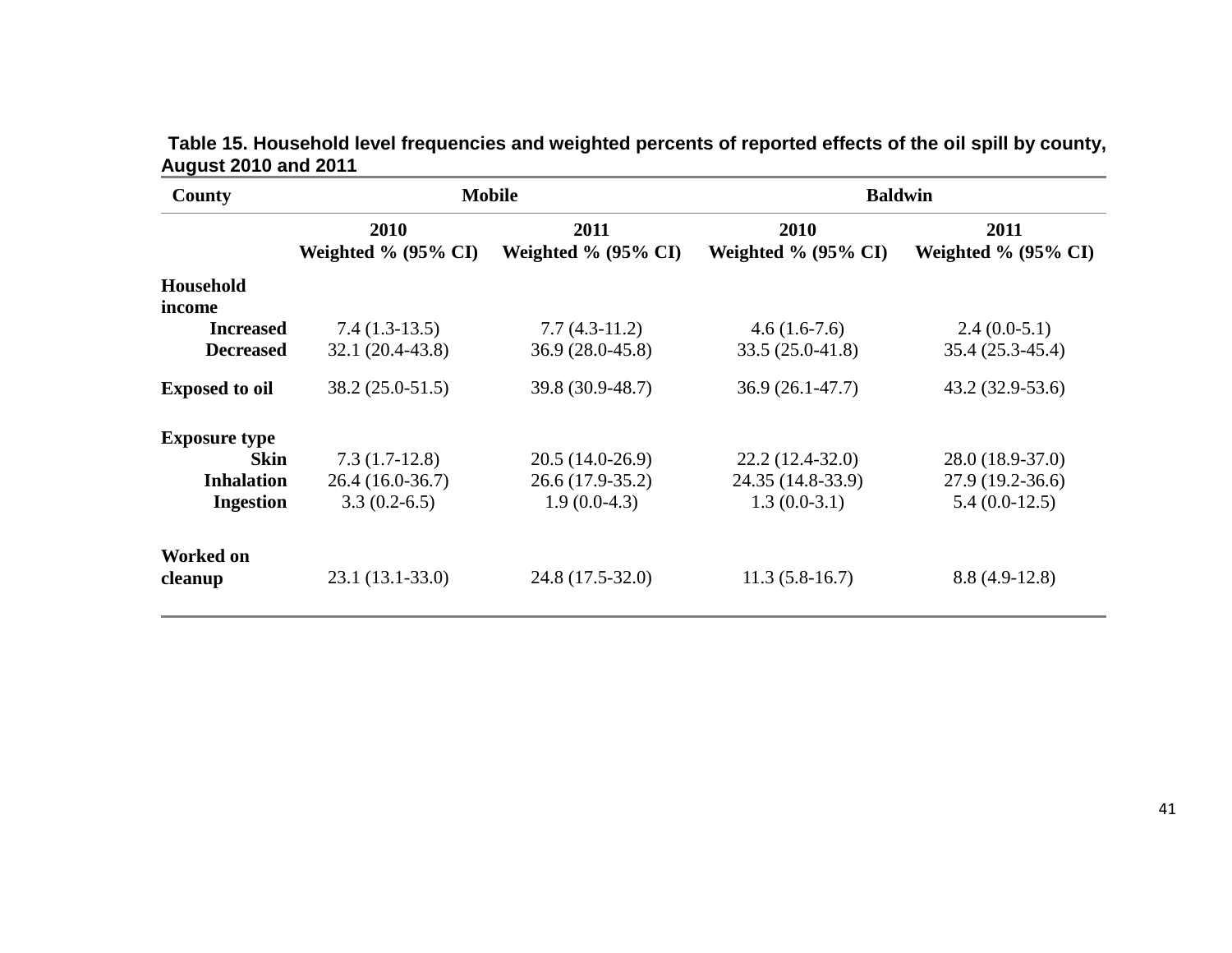**Table 15. Household level frequencies and weighted percents of reported effects of the oil spill by county, August 2010 and 2011**

| County | Mobile | | Baldwin | |
|---|---|---|---|---|
| | 2010<br>Weighted % (95% CI) | 2011<br>Weighted % (95% CI) | 2010<br>Weighted % (95% CI) | 2011<br>Weighted % (95% CI) |
| **Household income** | | | | |
| **Increased** | 7.4 (1.3-13.5) | 7.7 (4.3-11.2) | 4.6 (1.6-7.6) | 2.4 (0.0-5.1) |
| **Decreased** | 32.1 (20.4-43.8) | 36.9 (28.0-45.8) | 33.5 (25.0-41.8) | 35.4 (25.3-45.4) |
| **Exposed to oil** | 38.2 (25.0-51.5) | 39.8 (30.9-48.7) | 36.9 (26.1-47.7) | 43.2 (32.9-53.6) |
| **Exposure type** | | | | |
| **Skin** | 7.3 (1.7-12.8) | 20.5 (14.0-26.9) | 22.2 (12.4-32.0) | 28.0 (18.9-37.0) |
| **Inhalation** | 26.4 (16.0-36.7) | 26.6 (17.9-35.2) | 24.35 (14.8-33.9) | 27.9 (19.2-36.6) |
| **Ingestion** | 3.3 (0.2-6.5) | 1.9 (0.0-4.3) | 1.3 (0.0-3.1) | 5.4 (0.0-12.5) |
| **Worked on cleanup** | 23.1 (13.1-33.0) | 24.8 (17.5-32.0) | 11.3 (5.8-16.7) | 8.8 (4.9-12.8) |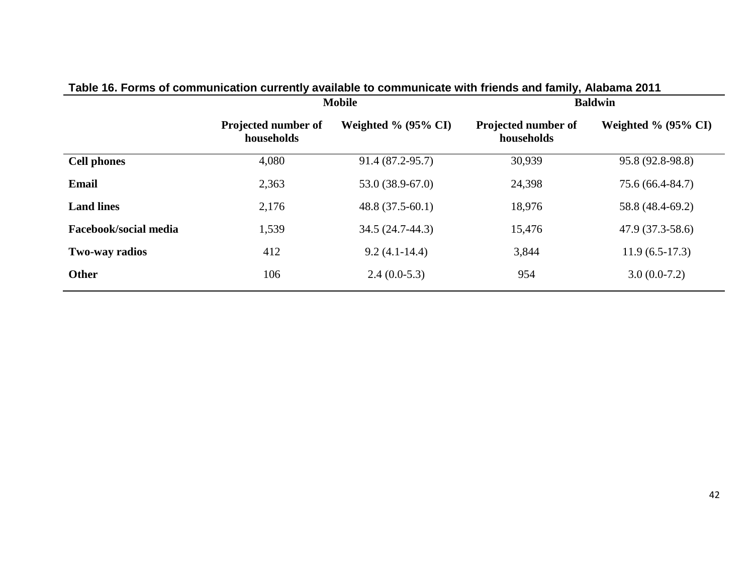**Table 16. Forms of communication currently available to communicate with friends and family, Alabama 2011**

| | Mobile | | Baldwin | |
|---|---|---|---|---|
| | Projected number of households | Weighted % (95% CI) | Projected number of households | Weighted % (95% CI) |
| **Cell phones** | 4,080 | 91.4 (87.2-95.7) | 30,939 | 95.8 (92.8-98.8) |
| **Email** | 2,363 | 53.0 (38.9-67.0) | 24,398 | 75.6 (66.4-84.7) |
| **Land lines** | 2,176 | 48.8 (37.5-60.1) | 18,976 | 58.8 (48.4-69.2) |
| **Facebook/social media** | 1,539 | 34.5 (24.7-44.3) | 15,476 | 47.9 (37.3-58.6) |
| **Two-way radios** | 412 | 9.2 (4.1-14.4) | 3,844 | 11.9 (6.5-17.3) |
| **Other** | 106 | 2.4 (0.0-5.3) | 954 | 3.0 (0.0-7.2) |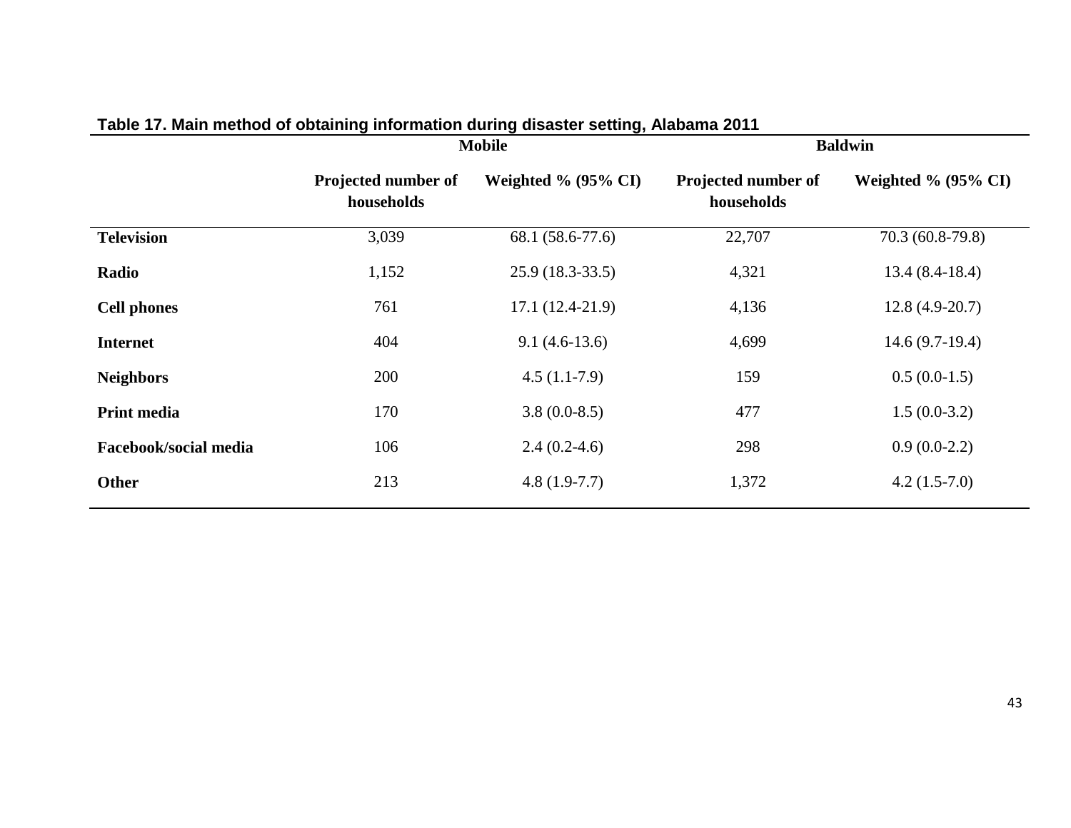**Table 17. Main method of obtaining information during disaster setting, Alabama 2011**

| | Mobile | | Baldwin | |
|---|---|---|---|---|
| | Projected number of households | Weighted % (95% CI) | Projected number of households | Weighted % (95% CI) |
| **Television** | 3,039 | 68.1 (58.6-77.6) | 22,707 | 70.3 (60.8-79.8) |
| **Radio** | 1,152 | 25.9 (18.3-33.5) | 4,321 | 13.4 (8.4-18.4) |
| **Cell phones** | 761 | 17.1 (12.4-21.9) | 4,136 | 12.8 (4.9-20.7) |
| **Internet** | 404 | 9.1 (4.6-13.6) | 4,699 | 14.6 (9.7-19.4) |
| **Neighbors** | 200 | 4.5 (1.1-7.9) | 159 | 0.5 (0.0-1.5) |
| **Print media** | 170 | 3.8 (0.0-8.5) | 477 | 1.5 (0.0-3.2) |
| **Facebook/social media** | 106 | 2.4 (0.2-4.6) | 298 | 0.9 (0.0-2.2) |
| **Other** | 213 | 4.8 (1.9-7.7) | 1,372 | 4.2 (1.5-7.0) |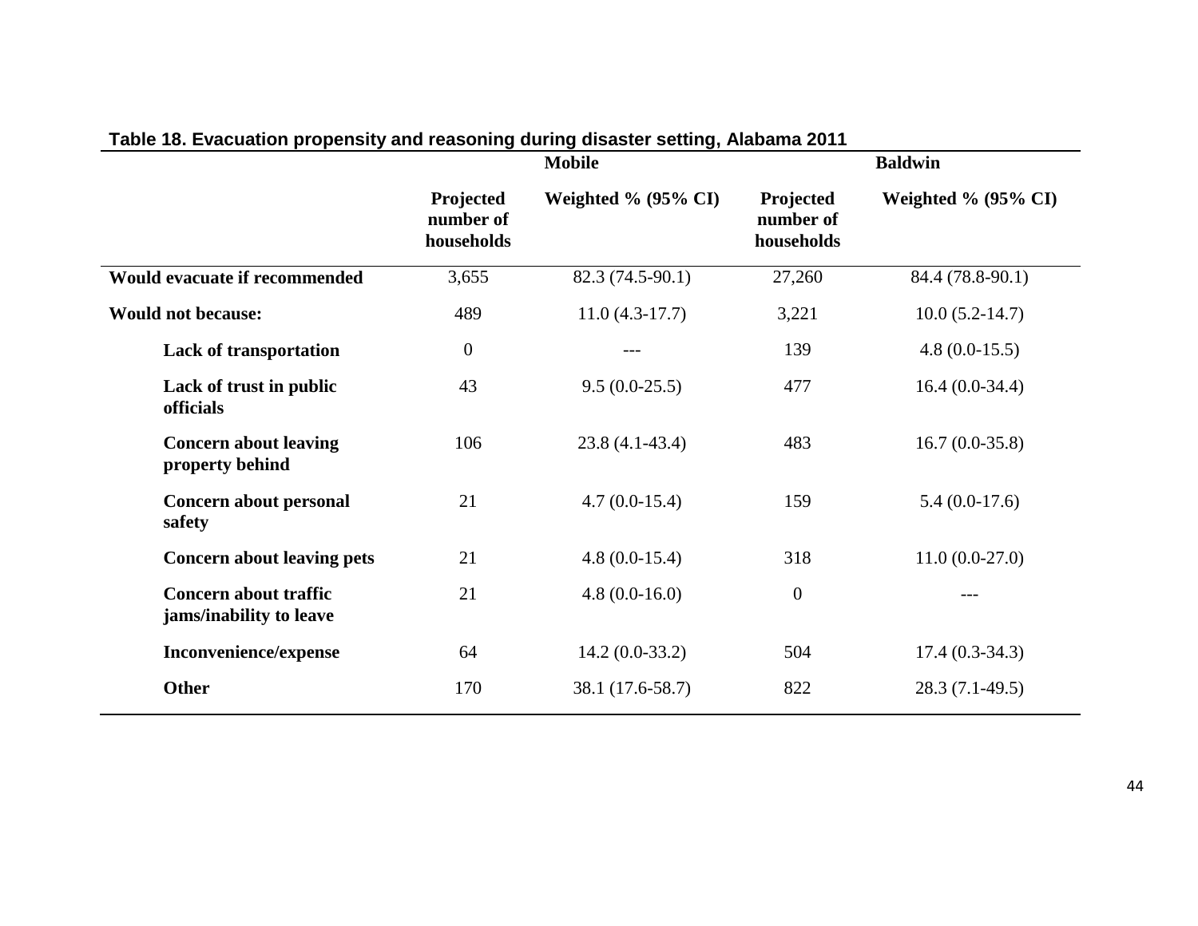**Table 18. Evacuation propensity and reasoning during disaster setting, Alabama 2011**

| | Mobile | | Baldwin | |
|---|---|---|---|---|
| | **Projected number of households** | **Weighted % (95% CI)** | **Projected number of households** | **Weighted % (95% CI)** |
| **Would evacuate if recommended** | 3,655 | 82.3 (74.5-90.1) | 27,260 | 84.4 (78.8-90.1) |
| **Would not because:** | 489 | 11.0 (4.3-17.7) | 3,221 | 10.0 (5.2-14.7) |
| **Lack of transportation** | 0 | --- | 139 | 4.8 (0.0-15.5) |
| **Lack of trust in public officials** | 43 | 9.5 (0.0-25.5) | 477 | 16.4 (0.0-34.4) |
| **Concern about leaving property behind** | 106 | 23.8 (4.1-43.4) | 483 | 16.7 (0.0-35.8) |
| **Concern about personal safety** | 21 | 4.7 (0.0-15.4) | 159 | 5.4 (0.0-17.6) |
| **Concern about leaving pets** | 21 | 4.8 (0.0-15.4) | 318 | 11.0 (0.0-27.0) |
| **Concern about traffic jams/inability to leave** | 21 | 4.8 (0.0-16.0) | 0 | --- |
| **Inconvenience/expense** | 64 | 14.2 (0.0-33.2) | 504 | 17.4 (0.3-34.3) |
| **Other** | 170 | 38.1 (17.6-58.7) | 822 | 28.3 (7.1-49.5) |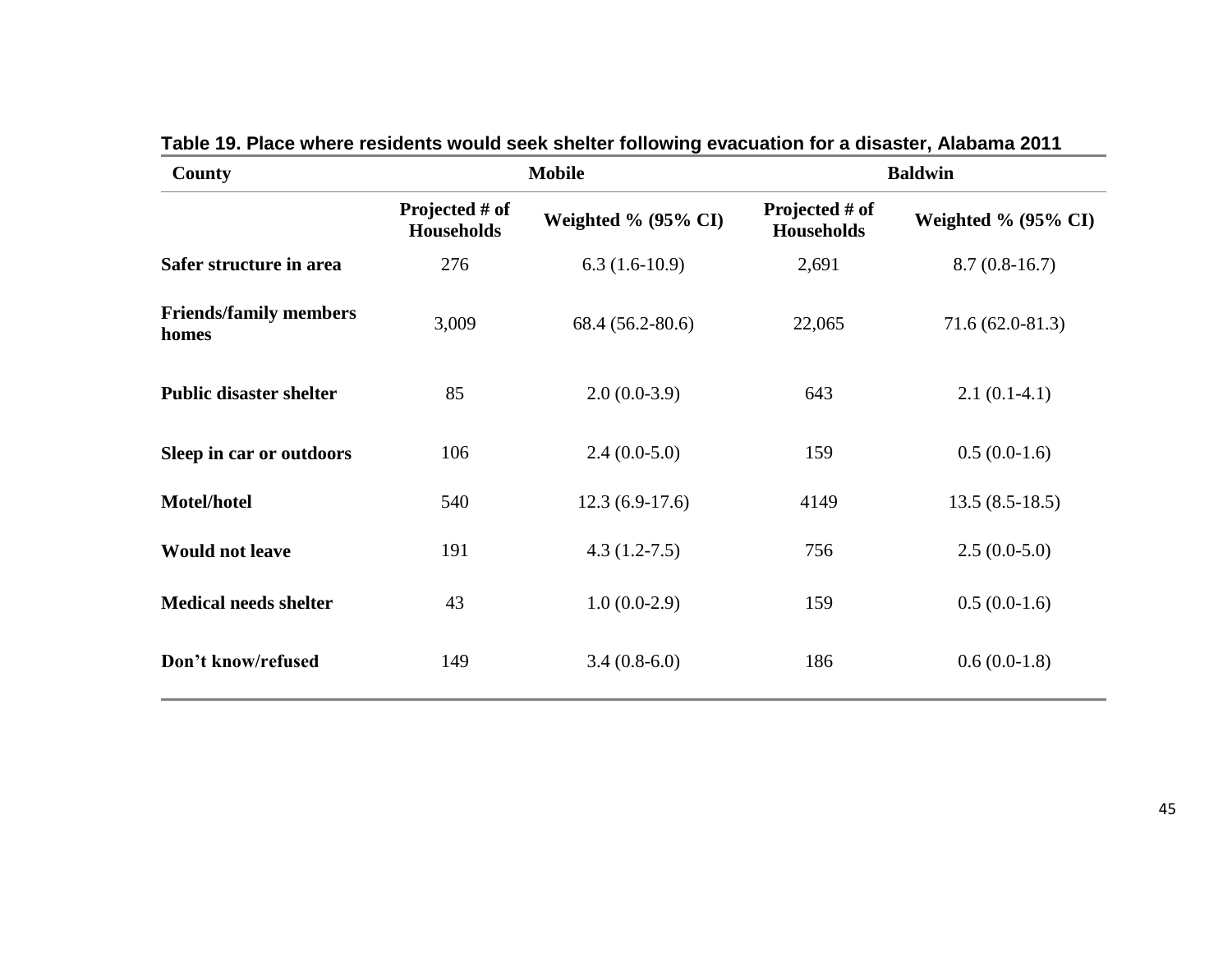**Table 19. Place where residents would seek shelter following evacuation for a disaster, Alabama 2011**

| County | Mobile | | Baldwin | |
|---|---|---|---|---|
| | Projected # of Households | Weighted % (95% CI) | Projected # of Households | Weighted % (95% CI) |
| **Safer structure in area** | 276 | 6.3 (1.6-10.9) | 2,691 | 8.7 (0.8-16.7) |
| **Friends/family members homes** | 3,009 | 68.4 (56.2-80.6) | 22,065 | 71.6 (62.0-81.3) |
| **Public disaster shelter** | 85 | 2.0 (0.0-3.9) | 643 | 2.1 (0.1-4.1) |
| **Sleep in car or outdoors** | 106 | 2.4 (0.0-5.0) | 159 | 0.5 (0.0-1.6) |
| **Motel/hotel** | 540 | 12.3 (6.9-17.6) | 4149 | 13.5 (8.5-18.5) |
| **Would not leave** | 191 | 4.3 (1.2-7.5) | 756 | 2.5 (0.0-5.0) |
| **Medical needs shelter** | 43 | 1.0 (0.0-2.9) | 159 | 0.5 (0.0-1.6) |
| **Don't know/refused** | 149 | 3.4 (0.8-6.0) | 186 | 0.6 (0.0-1.8) |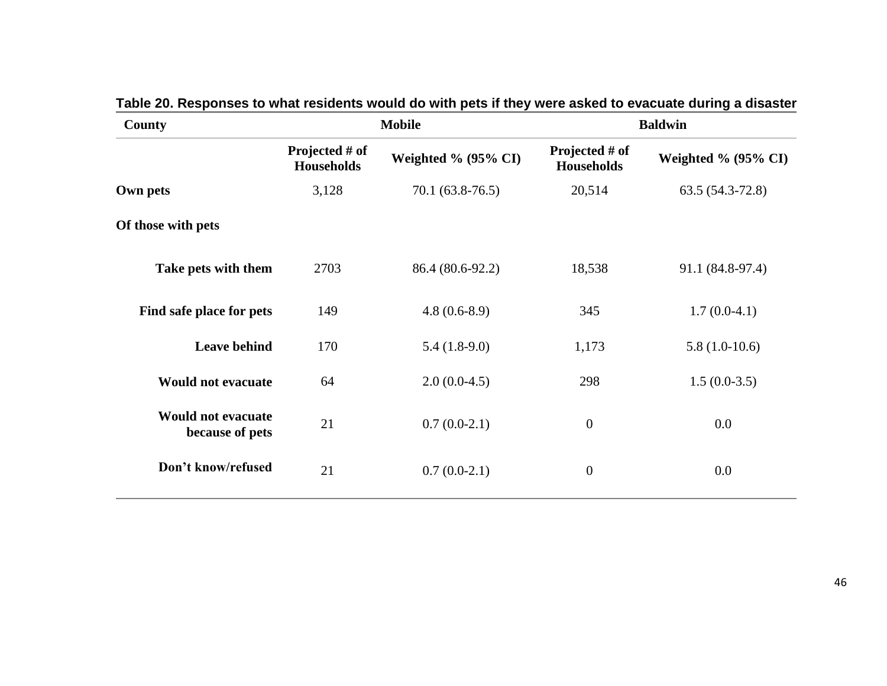**Table 20. Responses to what residents would do with pets if they were asked to evacuate during a disaster**

| County | Mobile | | Baldwin | |
|---|---|---|---|---|
| | Projected # of Households | Weighted % (95% CI) | Projected # of Households | Weighted % (95% CI) |
| **Own pets** | 3,128 | 70.1 (63.8-76.5) | 20,514 | 63.5 (54.3-72.8) |
| **Of those with pets** | | | | |
| **Take pets with them** | 2703 | 86.4 (80.6-92.2) | 18,538 | 91.1 (84.8-97.4) |
| **Find safe place for pets** | 149 | 4.8 (0.6-8.9) | 345 | 1.7 (0.0-4.1) |
| **Leave behind** | 170 | 5.4 (1.8-9.0) | 1,173 | 5.8 (1.0-10.6) |
| **Would not evacuate** | 64 | 2.0 (0.0-4.5) | 298 | 1.5 (0.0-3.5) |
| **Would not evacuate because of pets** | 21 | 0.7 (0.0-2.1) | 0 | 0.0 |
| **Don't know/refused** | 21 | 0.7 (0.0-2.1) | 0 | 0.0 |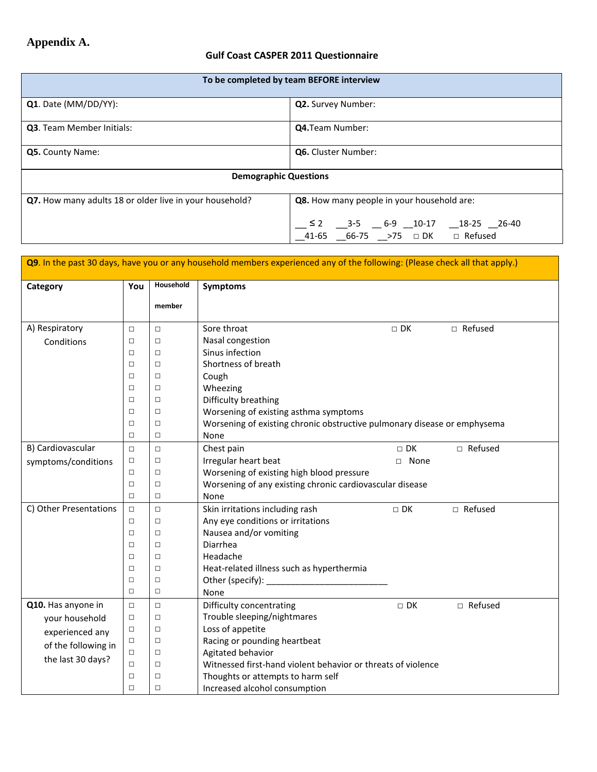## Appendix A.

### Gulf Coast CASPER 2011 Questionnaire

| To be completed by team BEFORE interview | |
|---|---|
| **Q1**. Date (MM/DD/YY): | **Q2.** Survey Number: |
| **Q3**. Team Member Initials: | **Q4.**Team Number: |
| **Q5.** County Name: | **Q6.** Cluster Number: |
| **Demographic Questions** | |
| **Q7.** How many adults 18 or older live in your household? | **Q8.** How many people in your household are:<br>__ ≤ 2 ___3-5 __ 6-9 __10-17 __18-25 __26-40<br>__41-65 __66-75 __>75 □ DK □ Refused |

| **Q9**. In the past 30 days, have you or any household members experienced any of the following: (Please check all that apply.) | | | | | |
|---|---|---|---|---|---|
| **Category** | **You** | **Household member** | **Symptoms** | | |
| A) Respiratory Conditions | □ | □ | Sore throat | □ DK | □ Refused |
| | □ | □ | Nasal congestion | | |
| | □ | □ | Sinus infection | | |
| | □ | □ | Shortness of breath | | |
| | □ | □ | Cough | | |
| | □ | □ | Wheezing | | |
| | □ | □ | Difficulty breathing | | |
| | □ | □ | Worsening of existing asthma symptoms | | |
| | □ | □ | Worsening of existing chronic obstructive pulmonary disease or emphysema | | |
| | □ | □ | None | | |
| B) Cardiovascular symptoms/conditions | □ | □ | Chest pain | □ DK | □ Refused |
| | □ | □ | Irregular heart beat | □ None | |
| | □ | □ | Worsening of existing high blood pressure | | |
| | □ | □ | Worsening of any existing chronic cardiovascular disease | | |
| | □ | □ | None | | |
| C) Other Presentations | □ | □ | Skin irritations including rash | □ DK | □ Refused |
| | □ | □ | Any eye conditions or irritations | | |
| | □ | □ | Nausea and/or vomiting | | |
| | □ | □ | Diarrhea | | |
| | □ | □ | Headache | | |
| | □ | □ | Heat-related illness such as hyperthermia | | |
| | □ | □ | Other (specify): ________________________ | | |
| | □ | □ | None | | |
| **Q10.** Has anyone in your household experienced any of the following in the last 30 days? | □ | □ | Difficulty concentrating | □ DK | □ Refused |
| | □ | □ | Trouble sleeping/nightmares | | |
| | □ | □ | Loss of appetite | | |
| | □ | □ | Racing or pounding heartbeat | | |
| | □ | □ | Agitated behavior | | |
| | □ | □ | Witnessed first-hand violent behavior or threats of violence | | |
| | □ | □ | Thoughts or attempts to harm self | | |
| | □ | □ | Increased alcohol consumption | | |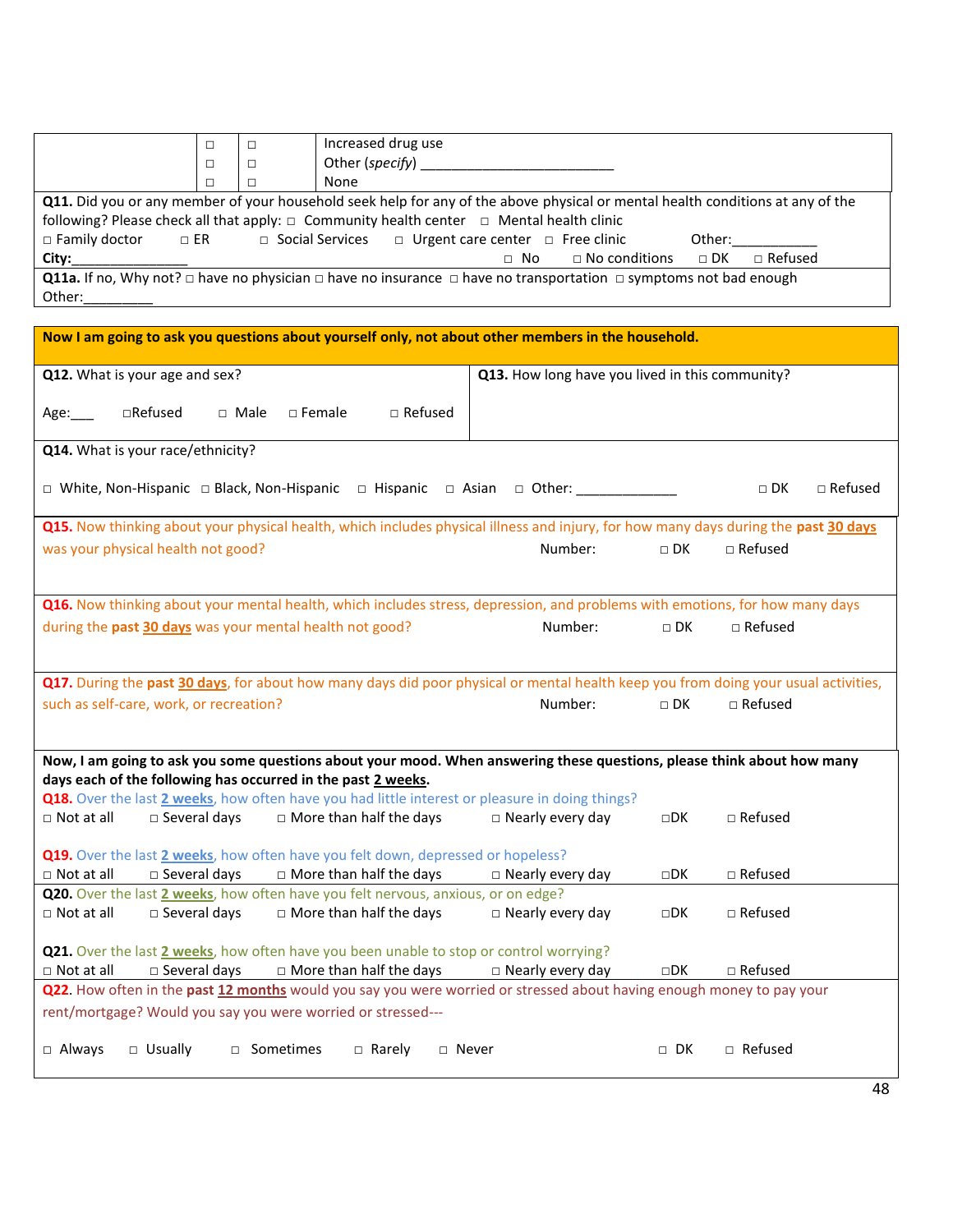| | | | |
|---|---|---|---|
| | □ | □ | Increased drug use |
| | □ | □ | Other (*specify*) ________________________ |
| | □ | □ | None |

**Q11.** Did you or any member of your household seek help for any of the above physical or mental health conditions at any of the following? Please check all that apply: □ Community health center □ Mental health clinic
□ Family doctor □ ER □ Social Services □ Urgent care center □ Free clinic Other:___________
**City:**_______________ □ No □ No conditions □ DK □ Refused

**Q11a.** If no, Why not? □ have no physician □ have no insurance □ have no transportation □ symptoms not bad enough
Other:_________

**Now I am going to ask you questions about yourself only, not about other members in the household.**

| **Q12.** What is your age and sex?<br><br>Age:___ □Refused □ Male □ Female □ Refused | **Q13.** How long have you lived in this community? |
|---|---|

**Q14.** What is your race/ethnicity?

□ White, Non-Hispanic □ Black, Non-Hispanic □ Hispanic □ Asian □ Other: _____________ □ DK □ Refused

**Q15.** Now thinking about your physical health, which includes physical illness and injury, for how many days during the **past 30 days** was your physical health not good? Number: □ DK □ Refused

**Q16.** Now thinking about your mental health, which includes stress, depression, and problems with emotions, for how many days during the **past 30 days** was your mental health not good? Number: □ DK □ Refused

**Q17.** During the **past 30 days**, for about how many days did poor physical or mental health keep you from doing your usual activities, such as self-care, work, or recreation? Number: □ DK □ Refused

**Now, I am going to ask you some questions about your mood. When answering these questions, please think about how many days each of the following has occurred in the past 2 weeks.**

**Q18.** Over the last 2 weeks, how often have you had little interest or pleasure in doing things?
□ Not at all □ Several days □ More than half the days □ Nearly every day □DK □ Refused

**Q19.** Over the last 2 weeks, how often have you felt down, depressed or hopeless?
□ Not at all □ Several days □ More than half the days □ Nearly every day □DK □ Refused

**Q20.** Over the last 2 weeks, how often have you felt nervous, anxious, or on edge?
□ Not at all □ Several days □ More than half the days □ Nearly every day □DK □ Refused

**Q21.** Over the last 2 weeks, how often have you been unable to stop or control worrying?
□ Not at all □ Several days □ More than half the days □ Nearly every day □DK □ Refused

**Q22.** How often in the **past 12 months** would you say you were worried or stressed about having enough money to pay your rent/mortgage? Would you say you were worried or stressed---

□ Always □ Usually □ Sometimes □ Rarely □ Never □ DK □ Refused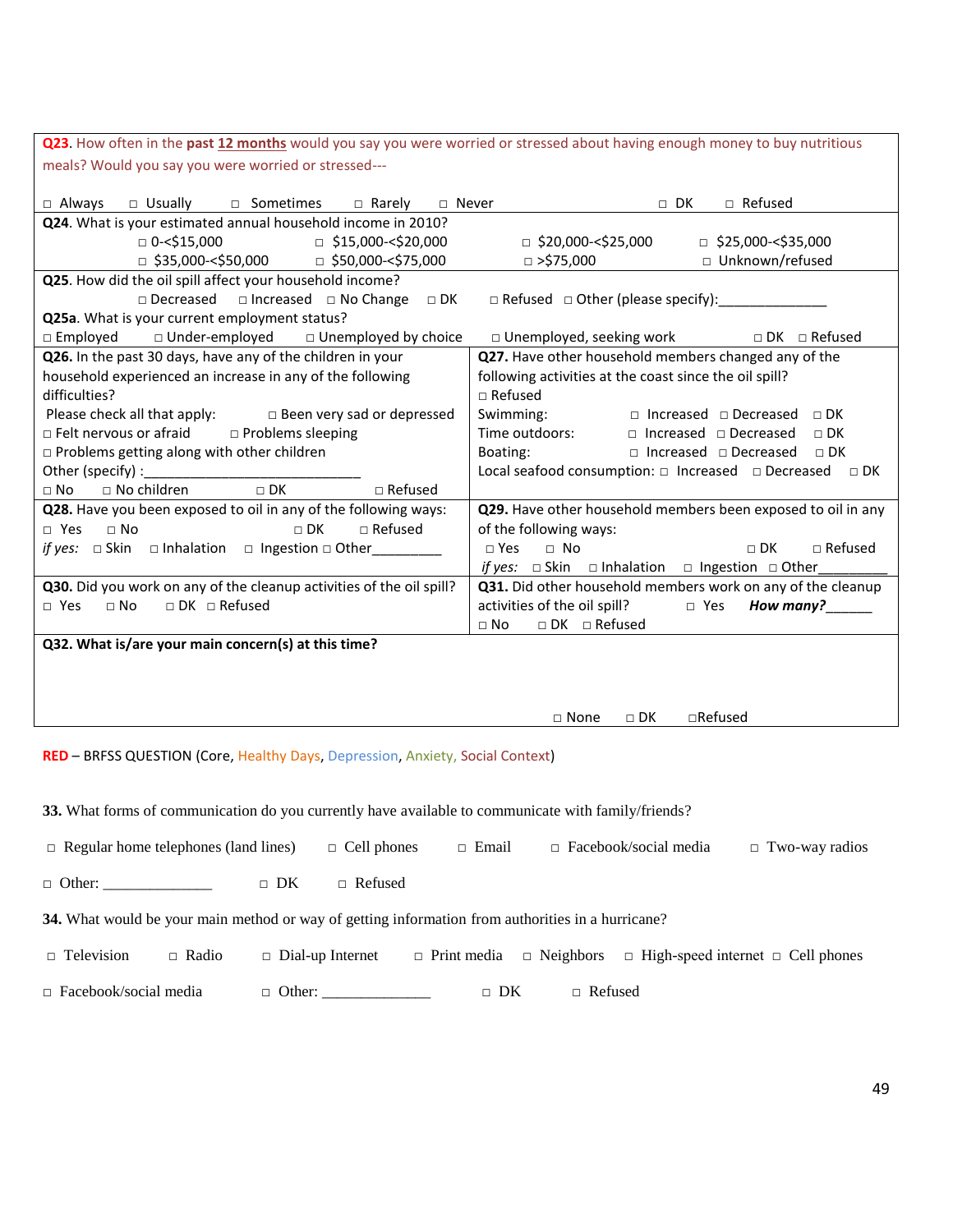**Q23**. How often in the **past 12 months** would you say you were worried or stressed about having enough money to buy nutritious meals? Would you say you were worried or stressed---

□ Always □ Usually □ Sometimes □ Rarely □ Never □ DK □ Refused

**Q24**. What is your estimated annual household income in 2010?

□ 0-<$15,000 □ $15,000-<$20,000 □ $20,000-<$25,000 □ $25,000-<$35,000
□ $35,000-<$50,000 □ $50,000-<$75,000 □ >$75,000 □ Unknown/refused

**Q25**. How did the oil spill affect your household income?

□ Decreased □ Increased □ No Change □ DK □ Refused □ Other (please specify):______________

**Q25a**. What is your current employment status?

□ Employed □ Under-employed □ Unemployed by choice □ Unemployed, seeking work □ DK □ Refused

**Q26.** In the past 30 days, have any of the children in your household experienced an increase in any of the following difficulties?

Please check all that apply: □ Been very sad or depressed
□ Felt nervous or afraid □ Problems sleeping
□ Problems getting along with other children
Other (specify) :___________________________
□ No □ No children □ DK □ Refused

**Q27.** Have other household members changed any of the following activities at the coast since the oil spill?

□ Refused

| | | | |
|---|---|---|---|
| Swimming: | □ Increased | □ Decreased | □ DK |
| Time outdoors: | □ Increased | □ Decreased | □ DK |
| Boating: | □ Increased | □ Decreased | □ DK |
| Local seafood consumption: | □ Increased | □ Decreased | □ DK |

**Q28.** Have you been exposed to oil in any of the following ways:

□ Yes □ No □ DK □ Refused

*if yes:* □ Skin □ Inhalation □ Ingestion □ Other_________

**Q29.** Have other household members been exposed to oil in any of the following ways:

□ Yes □ No □ DK □ Refused

*if yes:* □ Skin □ Inhalation □ Ingestion □ Other________

**Q30.** Did you work on any of the cleanup activities of the oil spill?

□ Yes □ No □ DK □ Refused

**Q31.** Did other household members work on any of the cleanup activities of the oil spill? □ Yes ***How many?***______

□ No □ DK □ Refused

**Q32. What is/are your main concern(s) at this time?**

□ None □ DK □Refused

RED – BRFSS QUESTION (Core, Healthy Days, Depression, Anxiety, Social Context)

**33.** What forms of communication do you currently have available to communicate with family/friends?

□ Regular home telephones (land lines) □ Cell phones □ Email □ Facebook/social media □ Two-way radios

□ Other: ______________ □ DK □ Refused

**34.** What would be your main method or way of getting information from authorities in a hurricane?

□ Television □ Radio □ Dial-up Internet □ Print media □ Neighbors □ High-speed internet □ Cell phones

□ Facebook/social media □ Other: ______________ □ DK □ Refused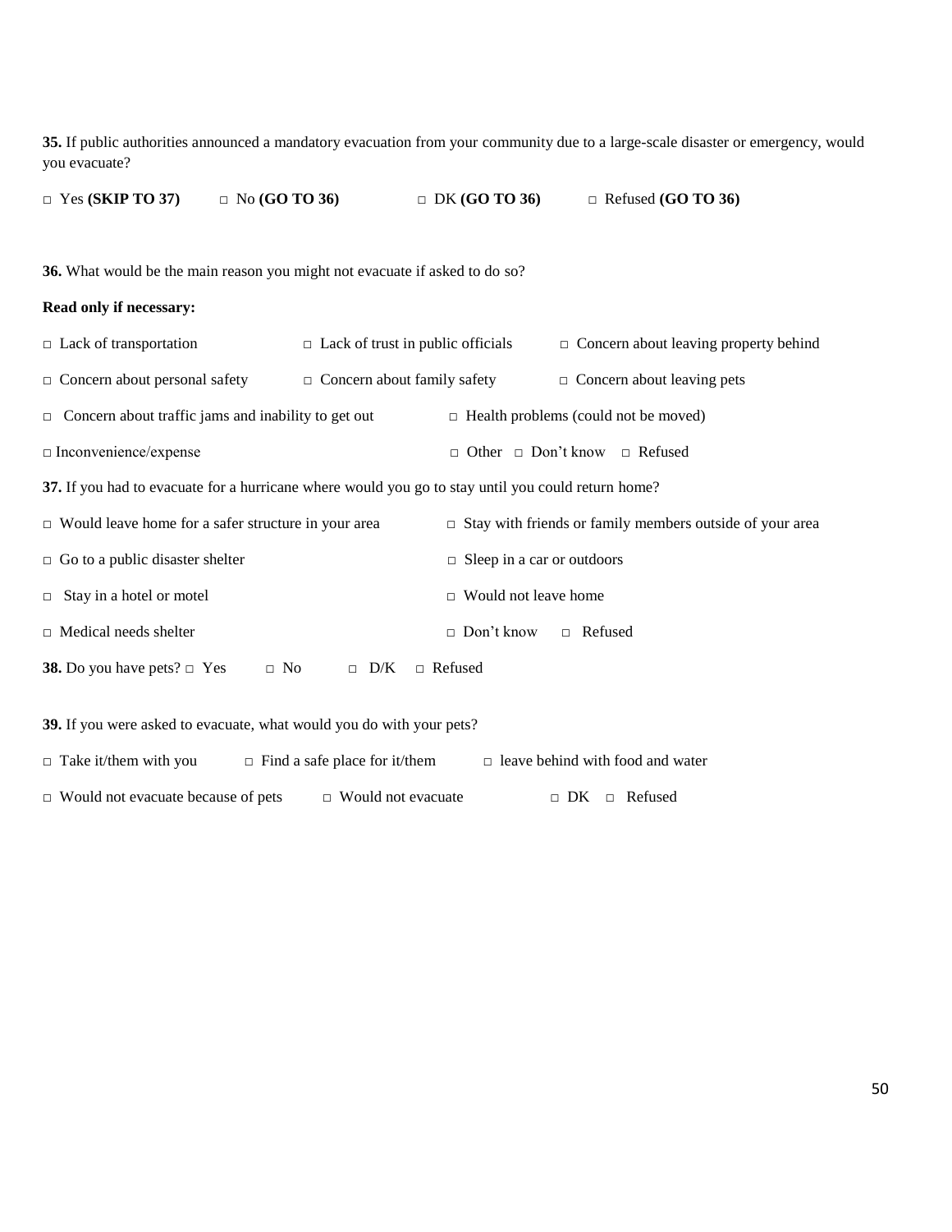**35.** If public authorities announced a mandatory evacuation from your community due to a large-scale disaster or emergency, would you evacuate?

□ Yes **(SKIP TO 37)**  □ No **(GO TO 36)**  □ DK **(GO TO 36)**  □ Refused **(GO TO 36)**

**36.** What would be the main reason you might not evacuate if asked to do so?

**Read only if necessary:**

□ Lack of transportation  □ Lack of trust in public officials  □ Concern about leaving property behind

□ Concern about personal safety  □ Concern about family safety  □ Concern about leaving pets

□ Concern about traffic jams and inability to get out  □ Health problems (could not be moved)

□ Inconvenience/expense  □ Other □ Don't know □ Refused

**37.** If you had to evacuate for a hurricane where would you go to stay until you could return home?

□ Would leave home for a safer structure in your area  □ Stay with friends or family members outside of your area

□ Go to a public disaster shelter  □ Sleep in a car or outdoors

□ Stay in a hotel or motel  □ Would not leave home

□ Medical needs shelter  □ Don't know □ Refused

**38.** Do you have pets? □ Yes □ No □ D/K □ Refused

**39.** If you were asked to evacuate, what would you do with your pets?

□ Take it/them with you  □ Find a safe place for it/them  □ leave behind with food and water

□ Would not evacuate because of pets  □ Would not evacuate  □ DK □ Refused